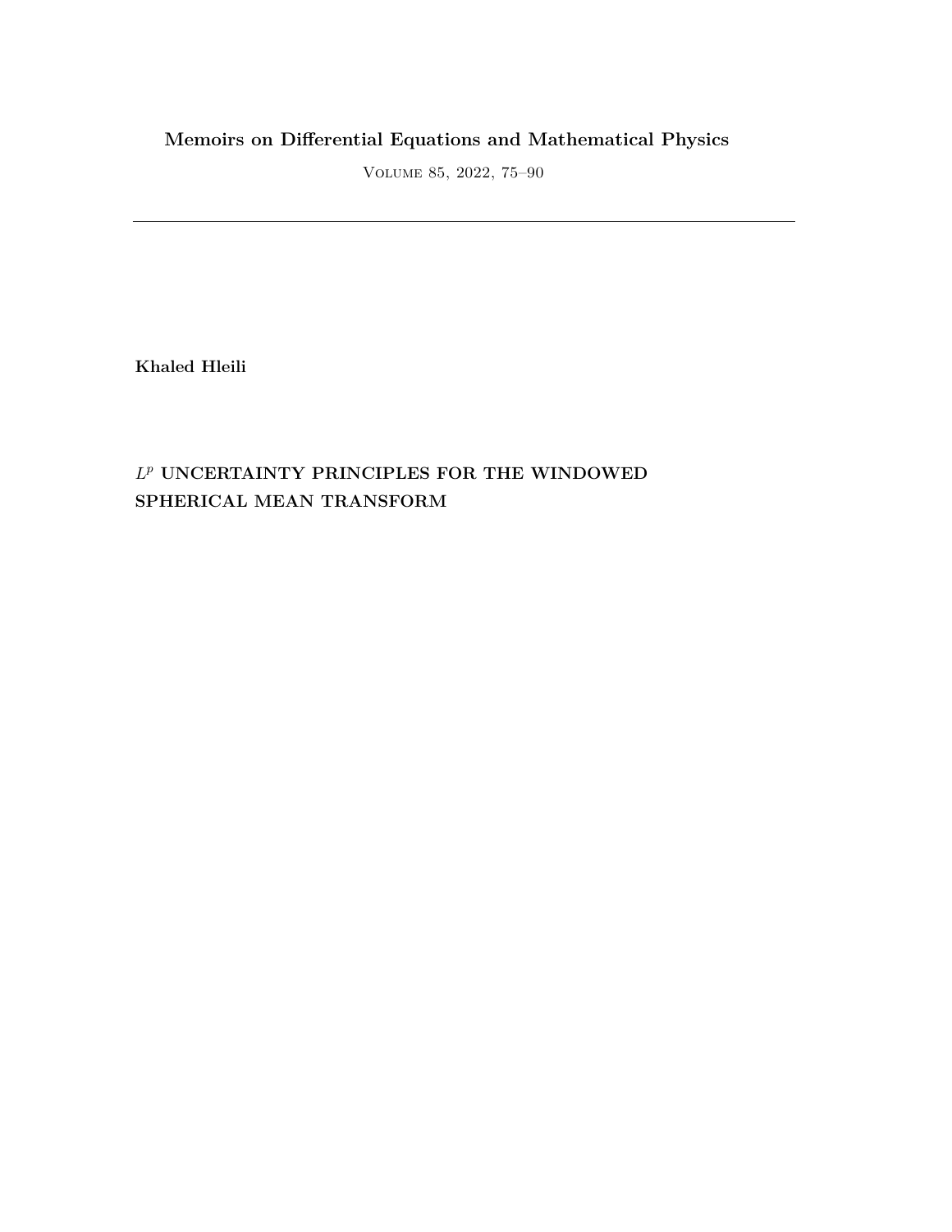**Memoirs on Differential Equations and Mathematical Physics**

Volume 85, 2022, 75–90

---

**Khaled Hleili**

# $L^p$ UNCERTAINTY PRINCIPLES FOR THE WINDOWED SPHERICAL MEAN TRANSFORM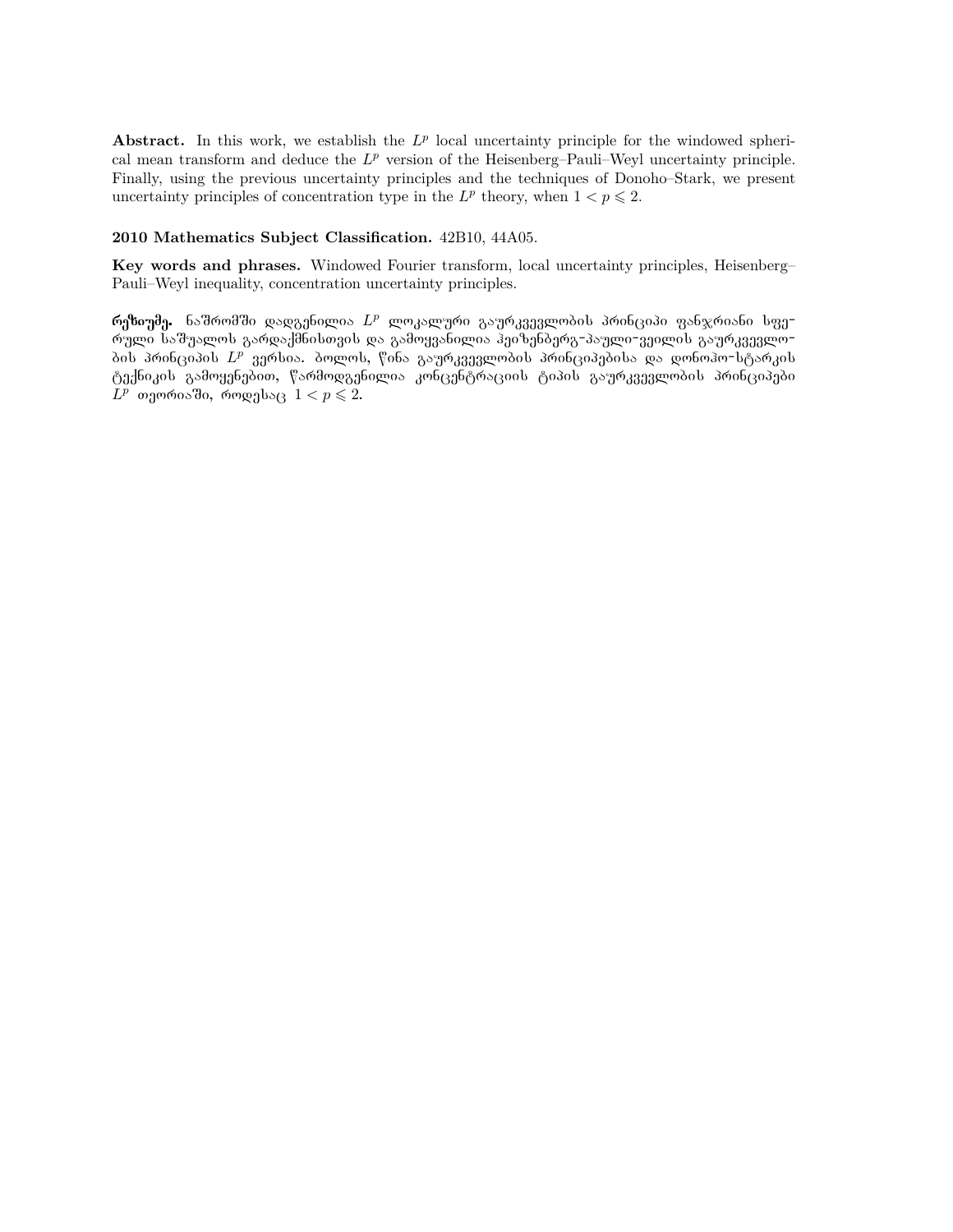**Abstract.** In this work, we establish the $L^p$ local uncertainty principle for the windowed spherical mean transform and deduce the $L^p$ version of the Heisenberg–Pauli–Weyl uncertainty principle. Finally, using the previous uncertainty principles and the techniques of Donoho–Stark, we present uncertainty principles of concentration type in the $L^p$ theory, when $1 < p \leqslant 2$.

**2010 Mathematics Subject Classification.** 42B10, 44A05.

**Key words and phrases.** Windowed Fourier transform, local uncertainty principles, Heisenberg–Pauli–Weyl inequality, concentration uncertainty principles.

**რეზიუმე.** ნაშრომში დადგენილია $L^p$ ლოკალური გაურკვევლობის პრინციპი ფანჯრიანი სფერული საშუალოს გარდაქმნისთვის და გამოყვანილია ჰეიზენბერგ-პაული-ვეილის გაურკვევლობის პრინციპის $L^p$ ვერსია. ბოლოს, წინა გაურკვევლობის პრინციპებისა და დონოჰო-სტარკის ტექნიკის გამოყენებით, წარმოდგენილია კონცენტრაციის ტიპის გაურკვევლობის პრინციპები $L^p$ თეორიაში, როდესაც $1 < p \leqslant 2$.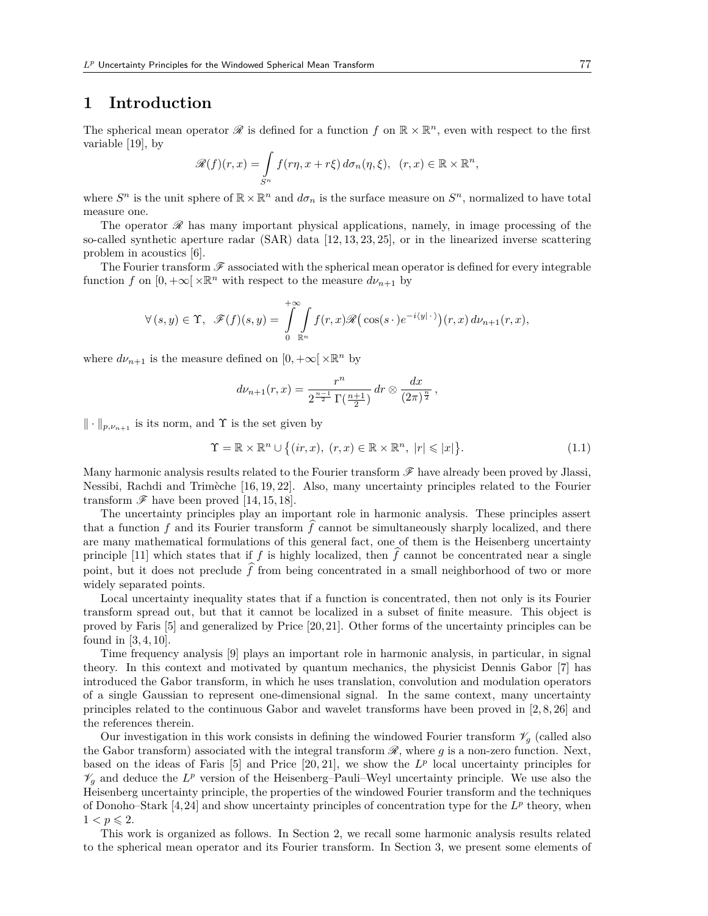# 1 Introduction

The spherical mean operator $\mathscr{R}$ is defined for a function $f$ on $\mathbb{R}\times\mathbb{R}^n$, even with respect to the first variable [19], by

$$\mathscr{R}(f)(r,x)=\int_{S^n} f(r\eta, x+r\xi)\,d\sigma_n(\eta,\xi),\quad (r,x)\in\mathbb{R}\times\mathbb{R}^n,$$

where $S^n$ is the unit sphere of $\mathbb{R}\times\mathbb{R}^n$ and $d\sigma_n$ is the surface measure on $S^n$, normalized to have total measure one.

The operator $\mathscr{R}$ has many important physical applications, namely, in image processing of the so-called synthetic aperture radar (SAR) data [12, 13, 23, 25], or in the linearized inverse scattering problem in acoustics [6].

The Fourier transform $\mathscr{F}$ associated with the spherical mean operator is defined for every integrable function $f$ on $[0,+\infty[\,\times\mathbb{R}^n$ with respect to the measure $d\nu_{n+1}$ by

$$\forall\,(s,y)\in\Upsilon,\quad \mathscr{F}(f)(s,y)=\int_0^{+\infty}\int_{\mathbb{R}^n} f(r,x)\mathscr{R}\big(\cos(s\,\cdot)e^{-i\langle y|\,\cdot\,\rangle}\big)(r,x)\,d\nu_{n+1}(r,x),$$

where $d\nu_{n+1}$ is the measure defined on $[0,+\infty[\,\times\mathbb{R}^n$ by

$$d\nu_{n+1}(r,x)=\frac{r^n}{2^{\frac{n-1}{2}}\,\Gamma(\frac{n+1}{2})}\,dr\otimes\frac{dx}{(2\pi)^{\frac{n}{2}}}\,,$$

$\|\cdot\|_{p,\nu_{n+1}}$ is its norm, and $\Upsilon$ is the set given by

$$\Upsilon=\mathbb{R}\times\mathbb{R}^n\cup\big\{(ir,x),\ (r,x)\in\mathbb{R}\times\mathbb{R}^n,\ |r|\leqslant|x|\big\}. \tag{1.1}$$

Many harmonic analysis results related to the Fourier transform $\mathscr{F}$ have already been proved by Jlassi, Nessibi, Rachdi and Trimèche [16, 19, 22]. Also, many uncertainty principles related to the Fourier transform $\mathscr{F}$ have been proved [14, 15, 18].

The uncertainty principles play an important role in harmonic analysis. These principles assert that a function $f$ and its Fourier transform $\widehat{f}$ cannot be simultaneously sharply localized, and there are many mathematical formulations of this general fact, one of them is the Heisenberg uncertainty principle [11] which states that if $f$ is highly localized, then $\widehat{f}$ cannot be concentrated near a single point, but it does not preclude $\widehat{f}$ from being concentrated in a small neighborhood of two or more widely separated points.

Local uncertainty inequality states that if a function is concentrated, then not only is its Fourier transform spread out, but that it cannot be localized in a subset of finite measure. This object is proved by Faris [5] and generalized by Price [20, 21]. Other forms of the uncertainty principles can be found in [3, 4, 10].

Time frequency analysis [9] plays an important role in harmonic analysis, in particular, in signal theory. In this context and motivated by quantum mechanics, the physicist Dennis Gabor [7] has introduced the Gabor transform, in which he uses translation, convolution and modulation operators of a single Gaussian to represent one-dimensional signal. In the same context, many uncertainty principles related to the continuous Gabor and wavelet transforms have been proved in [2, 8, 26] and the references therein.

Our investigation in this work consists in defining the windowed Fourier transform $\mathscr{V}_g$ (called also the Gabor transform) associated with the integral transform $\mathscr{R}$, where $g$ is a non-zero function. Next, based on the ideas of Faris [5] and Price [20, 21], we show the $L^p$ local uncertainty principles for $\mathscr{V}_g$ and deduce the $L^p$ version of the Heisenberg–Pauli–Weyl uncertainty principle. We use also the Heisenberg uncertainty principle, the properties of the windowed Fourier transform and the techniques of Donoho–Stark [4, 24] and show uncertainty principles of concentration type for the $L^p$ theory, when $1<p\leqslant 2$.

This work is organized as follows. In Section 2, we recall some harmonic analysis results related to the spherical mean operator and its Fourier transform. In Section 3, we present some elements of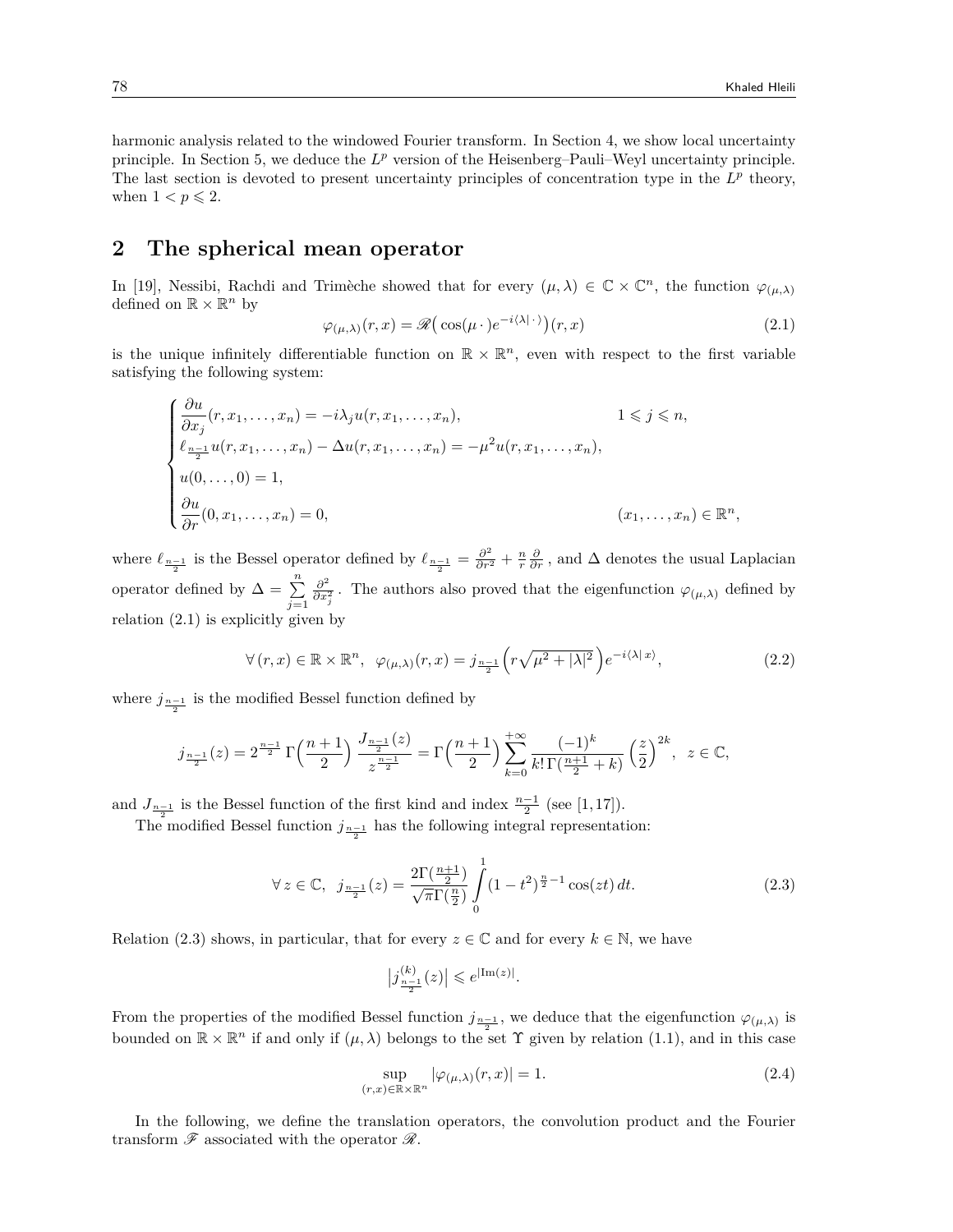harmonic analysis related to the windowed Fourier transform. In Section 4, we show local uncertainty principle. In Section 5, we deduce the $L^p$ version of the Heisenberg–Pauli–Weyl uncertainty principle. The last section is devoted to present uncertainty principles of concentration type in the $L^p$ theory, when $1 < p \leqslant 2$.

## 2 The spherical mean operator

In [19], Nessibi, Rachdi and Trimèche showed that for every $(\mu, \lambda) \in \mathbb{C} \times \mathbb{C}^n$, the function $\varphi_{(\mu,\lambda)}$ defined on $\mathbb{R} \times \mathbb{R}^n$ by

$$\varphi_{(\mu,\lambda)}(r,x) = \mathscr{R}\big(\cos(\mu\,\cdot)e^{-i\langle\lambda|\,\cdot\,\rangle}\big)(r,x) \tag{2.1}$$

is the unique infinitely differentiable function on $\mathbb{R} \times \mathbb{R}^n$, even with respect to the first variable satisfying the following system:

$$\begin{cases} \dfrac{\partial u}{\partial x_j}(r, x_1, \dots, x_n) = -i\lambda_j u(r, x_1, \dots, x_n), & 1 \leqslant j \leqslant n, \\ \ell_{\frac{n-1}{2}} u(r, x_1, \dots, x_n) - \Delta u(r, x_1, \dots, x_n) = -\mu^2 u(r, x_1, \dots, x_n), & \\ u(0, \dots, 0) = 1, & \\ \dfrac{\partial u}{\partial r}(0, x_1, \dots, x_n) = 0, & (x_1, \dots, x_n) \in \mathbb{R}^n, \end{cases}$$

where $\ell_{\frac{n-1}{2}}$ is the Bessel operator defined by $\ell_{\frac{n-1}{2}} = \frac{\partial^2}{\partial r^2} + \frac{n}{r}\frac{\partial}{\partial r}$, and $\Delta$ denotes the usual Laplacian operator defined by $\Delta = \sum\limits_{j=1}^{n} \frac{\partial^2}{\partial x_j^2}$. The authors also proved that the eigenfunction $\varphi_{(\mu,\lambda)}$ defined by relation (2.1) is explicitly given by

$$\forall\, (r,x) \in \mathbb{R} \times \mathbb{R}^n, \ \ \varphi_{(\mu,\lambda)}(r,x) = j_{\frac{n-1}{2}}\Big(r\sqrt{\mu^2 + |\lambda|^2}\Big)e^{-i\langle\lambda|\,x\rangle}, \tag{2.2}$$

where $j_{\frac{n-1}{2}}$ is the modified Bessel function defined by

$$j_{\frac{n-1}{2}}(z) = 2^{\frac{n-1}{2}}\,\Gamma\Big(\frac{n+1}{2}\Big)\,\frac{J_{\frac{n-1}{2}}(z)}{z^{\frac{n-1}{2}}} = \Gamma\Big(\frac{n+1}{2}\Big)\sum_{k=0}^{+\infty}\frac{(-1)^k}{k!\,\Gamma(\frac{n+1}{2}+k)}\Big(\frac{z}{2}\Big)^{2k}, \ \ z \in \mathbb{C},$$

and $J_{\frac{n-1}{2}}$ is the Bessel function of the first kind and index $\frac{n-1}{2}$ (see [1,17]).

The modified Bessel function $j_{\frac{n-1}{2}}$ has the following integral representation:

$$\forall\, z \in \mathbb{C}, \ \ j_{\frac{n-1}{2}}(z) = \frac{2\Gamma(\frac{n+1}{2})}{\sqrt{\pi}\Gamma(\frac{n}{2})}\int_0^1 (1-t^2)^{\frac{n}{2}-1}\cos(zt)\,dt. \tag{2.3}$$

Relation (2.3) shows, in particular, that for every $z \in \mathbb{C}$ and for every $k \in \mathbb{N}$, we have

$$\big|j^{(k)}_{\frac{n-1}{2}}(z)\big| \leqslant e^{|\mathrm{Im}(z)|}.$$

From the properties of the modified Bessel function $j_{\frac{n-1}{2}}$, we deduce that the eigenfunction $\varphi_{(\mu,\lambda)}$ is bounded on $\mathbb{R} \times \mathbb{R}^n$ if and only if $(\mu, \lambda)$ belongs to the set $\Upsilon$ given by relation (1.1), and in this case

$$\sup_{(r,x)\in\mathbb{R}\times\mathbb{R}^n} |\varphi_{(\mu,\lambda)}(r,x)| = 1. \tag{2.4}$$

In the following, we define the translation operators, the convolution product and the Fourier transform $\mathscr{F}$ associated with the operator $\mathscr{R}$.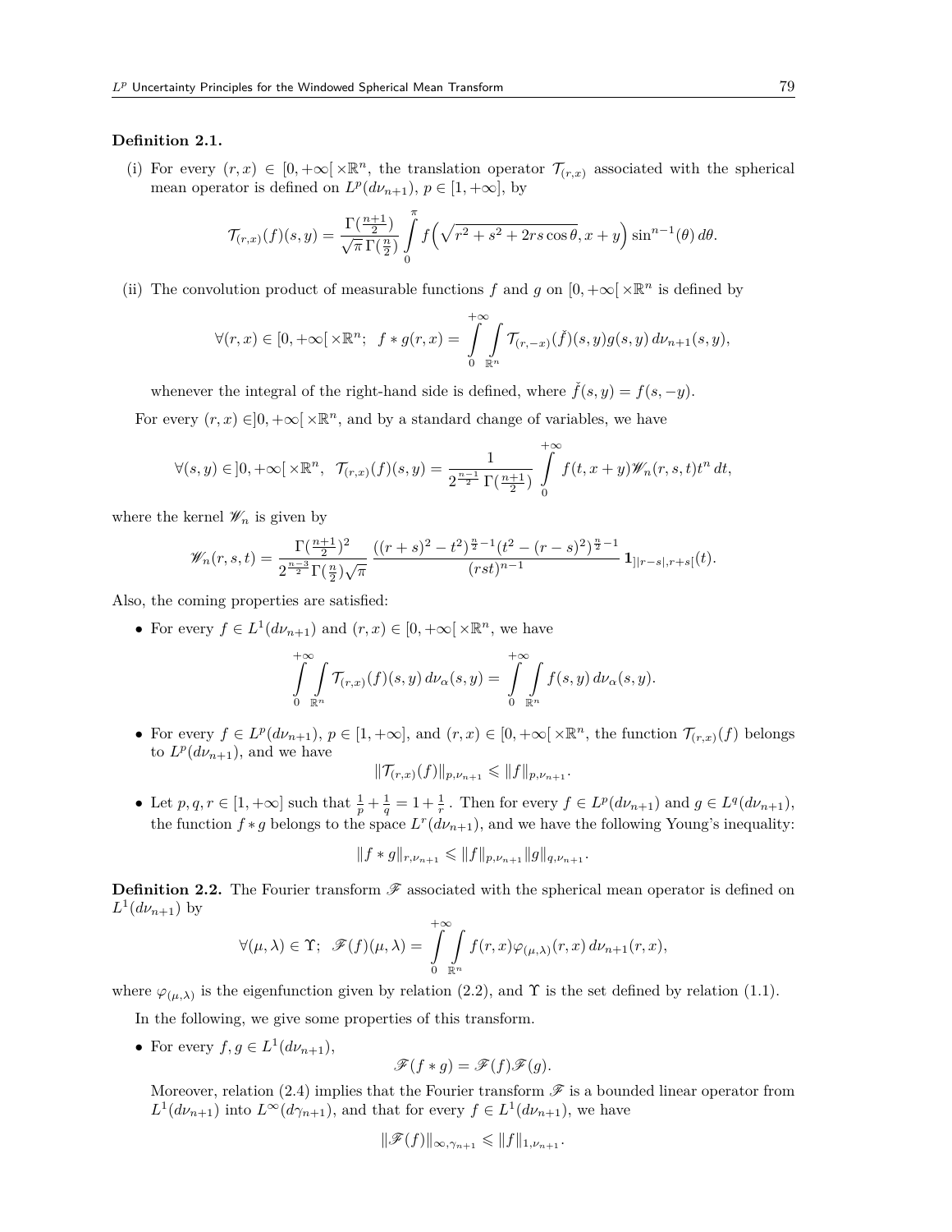**Definition 2.1.**

(i) For every $(r,x) \in [0,+\infty[\times\mathbb{R}^n$, the translation operator $\mathcal{T}_{(r,x)}$ associated with the spherical mean operator is defined on $L^p(d\nu_{n+1})$, $p \in [1,+\infty]$, by

$$\mathcal{T}_{(r,x)}(f)(s,y) = \frac{\Gamma(\frac{n+1}{2})}{\sqrt{\pi}\,\Gamma(\frac{n}{2})} \int_0^{\pi} f\Big(\sqrt{r^2+s^2+2rs\cos\theta}, x+y\Big) \sin^{n-1}(\theta)\,d\theta.$$

(ii) The convolution product of measurable functions $f$ and $g$ on $[0,+\infty[\times\mathbb{R}^n$ is defined by

$$\forall (r,x) \in [0,+\infty[\times\mathbb{R}^n;\;\; f*g(r,x) = \int_0^{+\infty}\int_{\mathbb{R}^n} \mathcal{T}_{(r,-x)}(\check{f})(s,y)g(s,y)\,d\nu_{n+1}(s,y),$$

whenever the integral of the right-hand side is defined, where $\check{f}(s,y) = f(s,-y)$.

For every $(r,x) \in ]0,+\infty[\times\mathbb{R}^n$, and by a standard change of variables, we have

$$\forall (s,y) \in ]0,+\infty[\times\mathbb{R}^n,\;\; \mathcal{T}_{(r,x)}(f)(s,y) = \frac{1}{2^{\frac{n-1}{2}}\,\Gamma(\frac{n+1}{2})} \int_0^{+\infty} f(t,x+y)\mathscr{W}_n(r,s,t)t^n\,dt,$$

where the kernel $\mathscr{W}_n$ is given by

$$\mathscr{W}_n(r,s,t) = \frac{\Gamma(\frac{n+1}{2})^2}{2^{\frac{n-3}{2}}\Gamma(\frac{n}{2})\sqrt{\pi}}\,\frac{((r+s)^2-t^2)^{\frac{n}{2}-1}(t^2-(r-s)^2)^{\frac{n}{2}-1}}{(rst)^{n-1}}\,\mathbf{1}_{]|r-s|,r+s[}(t).$$

Also, the coming properties are satisfied:

- For every $f \in L^1(d\nu_{n+1})$ and $(r,x) \in [0,+\infty[\times\mathbb{R}^n$, we have

$$\int_0^{+\infty}\int_{\mathbb{R}^n} \mathcal{T}_{(r,x)}(f)(s,y)\,d\nu_\alpha(s,y) = \int_0^{+\infty}\int_{\mathbb{R}^n} f(s,y)\,d\nu_\alpha(s,y).$$

- For every $f \in L^p(d\nu_{n+1})$, $p \in [1,+\infty]$, and $(r,x) \in [0,+\infty[\times\mathbb{R}^n$, the function $\mathcal{T}_{(r,x)}(f)$ belongs to $L^p(d\nu_{n+1})$, and we have

$$\|\mathcal{T}_{(r,x)}(f)\|_{p,\nu_{n+1}} \leqslant \|f\|_{p,\nu_{n+1}}.$$

- Let $p,q,r \in [1,+\infty]$ such that $\frac{1}{p}+\frac{1}{q} = 1+\frac{1}{r}$ . Then for every $f \in L^p(d\nu_{n+1})$ and $g \in L^q(d\nu_{n+1})$, the function $f*g$ belongs to the space $L^r(d\nu_{n+1})$, and we have the following Young's inequality:

$$\|f*g\|_{r,\nu_{n+1}} \leqslant \|f\|_{p,\nu_{n+1}}\|g\|_{q,\nu_{n+1}}.$$

**Definition 2.2.** The Fourier transform $\mathscr{F}$ associated with the spherical mean operator is defined on $L^1(d\nu_{n+1})$ by

$$\forall (\mu,\lambda) \in \Upsilon;\;\; \mathscr{F}(f)(\mu,\lambda) = \int_0^{+\infty}\int_{\mathbb{R}^n} f(r,x)\varphi_{(\mu,\lambda)}(r,x)\,d\nu_{n+1}(r,x),$$

where $\varphi_{(\mu,\lambda)}$ is the eigenfunction given by relation (2.2), and $\Upsilon$ is the set defined by relation (1.1).

In the following, we give some properties of this transform.

- For every $f,g \in L^1(d\nu_{n+1})$,

$$\mathscr{F}(f*g) = \mathscr{F}(f)\mathscr{F}(g).$$

Moreover, relation (2.4) implies that the Fourier transform $\mathscr{F}$ is a bounded linear operator from $L^1(d\nu_{n+1})$ into $L^\infty(d\gamma_{n+1})$, and that for every $f \in L^1(d\nu_{n+1})$, we have

$$\|\mathscr{F}(f)\|_{\infty,\gamma_{n+1}} \leqslant \|f\|_{1,\nu_{n+1}}.$$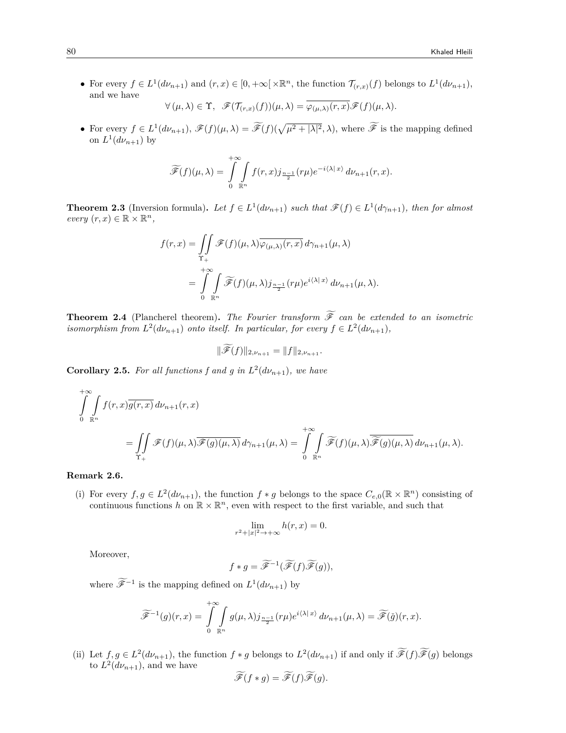- For every $f \in L^1(d\nu_{n+1})$ and $(r,x) \in [0,+\infty[\times\mathbb{R}^n$, the function $\mathcal{T}_{(r,x)}(f)$ belongs to $L^1(d\nu_{n+1})$, and we have

$$\forall\,(\mu,\lambda) \in \Upsilon,\ \ \mathscr{F}(\mathcal{T}_{(r,x)}(f))(\mu,\lambda) = \overline{\varphi_{(\mu,\lambda)}(r,x)}\mathscr{F}(f)(\mu,\lambda).$$

- For every $f \in L^1(d\nu_{n+1})$, $\mathscr{F}(f)(\mu,\lambda) = \widetilde{\mathscr{F}}(f)(\sqrt{\mu^2+|\lambda|^2},\lambda)$, where $\widetilde{\mathscr{F}}$ is the mapping defined on $L^1(d\nu_{n+1})$ by

$$\widetilde{\mathscr{F}}(f)(\mu,\lambda) = \int_0^{+\infty}\int_{\mathbb{R}^n} f(r,x) j_{\frac{n-1}{2}}(r\mu) e^{-i\langle\lambda|\,x\rangle}\,d\nu_{n+1}(r,x).$$

**Theorem 2.3** (Inversion formula)**.** *Let $f \in L^1(d\nu_{n+1})$ such that $\mathscr{F}(f) \in L^1(d\gamma_{n+1})$, then for almost every $(r,x) \in \mathbb{R}\times\mathbb{R}^n$,*

$$\begin{aligned} f(r,x) &= \iint_{\Upsilon_+} \mathscr{F}(f)(\mu,\lambda)\overline{\varphi_{(\mu,\lambda)}(r,x)}\,d\gamma_{n+1}(\mu,\lambda) \\ &= \int_0^{+\infty}\int_{\mathbb{R}^n} \widetilde{\mathscr{F}}(f)(\mu,\lambda) j_{\frac{n-1}{2}}(r\mu) e^{i\langle\lambda|\,x\rangle}\,d\nu_{n+1}(\mu,\lambda). \end{aligned}$$

**Theorem 2.4** (Plancherel theorem)**.** *The Fourier transform $\widetilde{\mathscr{F}}$ can be extended to an isometric isomorphism from $L^2(d\nu_{n+1})$ onto itself. In particular, for every $f \in L^2(d\nu_{n+1})$,*

$$\|\widetilde{\mathscr{F}}(f)\|_{2,\nu_{n+1}} = \|f\|_{2,\nu_{n+1}}.$$

**Corollary 2.5.** *For all functions $f$ and $g$ in $L^2(d\nu_{n+1})$, we have*

$$\begin{aligned} &\int_0^{+\infty}\int_{\mathbb{R}^n} f(r,x)\overline{g(r,x)}\,d\nu_{n+1}(r,x) \\ &\qquad = \iint_{\Upsilon_+} \mathscr{F}(f)(\mu,\lambda)\overline{\mathscr{F}(g)(\mu,\lambda)}\,d\gamma_{n+1}(\mu,\lambda) = \int_0^{+\infty}\int_{\mathbb{R}^n} \widetilde{\mathscr{F}}(f)(\mu,\lambda)\overline{\widetilde{\mathscr{F}}(g)(\mu,\lambda)}\,d\nu_{n+1}(\mu,\lambda). \end{aligned}$$

**Remark 2.6.**

(i) For every $f,g \in L^2(d\nu_{n+1})$, the function $f * g$ belongs to the space $C_{e,0}(\mathbb{R}\times\mathbb{R}^n)$ consisting of continuous functions $h$ on $\mathbb{R}\times\mathbb{R}^n$, even with respect to the first variable, and such that

$$\lim_{r^2+|x|^2\to+\infty} h(r,x) = 0.$$

Moreover,

$$f * g = \widetilde{\mathscr{F}}^{-1}(\widetilde{\mathscr{F}}(f)\widetilde{\mathscr{F}}(g)),$$

where $\widetilde{\mathscr{F}}^{-1}$ is the mapping defined on $L^1(d\nu_{n+1})$ by

$$\widetilde{\mathscr{F}}^{-1}(g)(r,x) = \int_0^{+\infty}\int_{\mathbb{R}^n} g(\mu,\lambda) j_{\frac{n-1}{2}}(r\mu) e^{i\langle\lambda|\,x\rangle}\,d\nu_{n+1}(\mu,\lambda) = \widetilde{\mathscr{F}}(\check{g})(r,x).$$

(ii) Let $f,g \in L^2(d\nu_{n+1})$, the function $f * g$ belongs to $L^2(d\nu_{n+1})$ if and only if $\widetilde{\mathscr{F}}(f)\widetilde{\mathscr{F}}(g)$ belongs to $L^2(d\nu_{n+1})$, and we have

$$\widetilde{\mathscr{F}}(f * g) = \widetilde{\mathscr{F}}(f)\widetilde{\mathscr{F}}(g).$$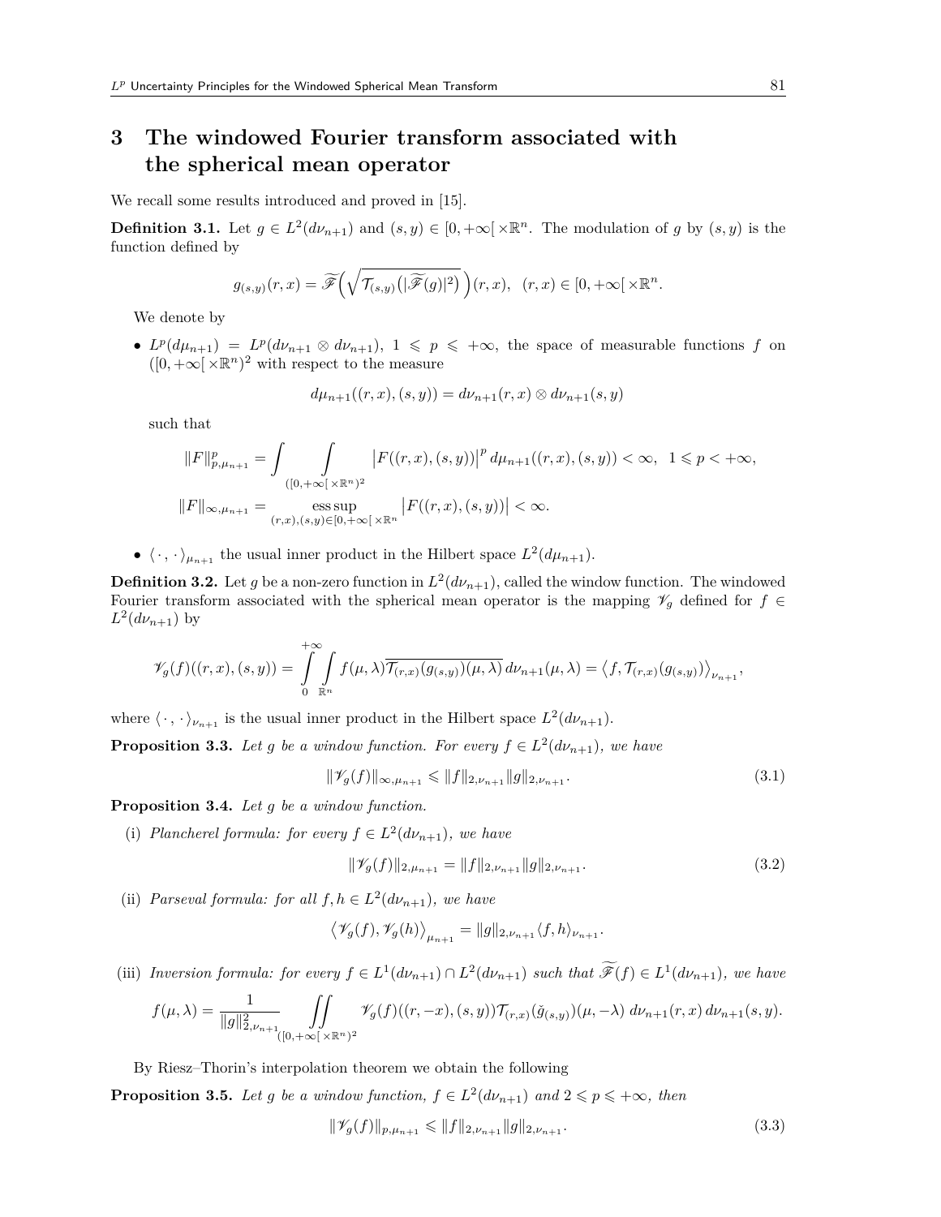## 3 The windowed Fourier transform associated with the spherical mean operator

We recall some results introduced and proved in [15].

**Definition 3.1.** Let $g \in L^2(d\nu_{n+1})$ and $(s,y) \in [0,+\infty[\times\mathbb{R}^n$. The modulation of $g$ by $(s,y)$ is the function defined by

$$g_{(s,y)}(r,x) = \widetilde{\mathscr{F}}\Big(\sqrt{\mathcal{T}_{(s,y)}\big(|\widetilde{\mathscr{F}}(g)|^2\big)}\,\Big)(r,x), \quad (r,x) \in [0,+\infty[\times\mathbb{R}^n.$$

We denote by

- $L^p(d\mu_{n+1}) = L^p(d\nu_{n+1} \otimes d\nu_{n+1})$, $1 \leqslant p \leqslant +\infty$, the space of measurable functions $f$ on $([0,+\infty[\times\mathbb{R}^n)^2$ with respect to the measure

$$d\mu_{n+1}((r,x),(s,y)) = d\nu_{n+1}(r,x) \otimes d\nu_{n+1}(s,y)$$

  such that

$$\|F\|_{p,\mu_{n+1}}^p = \int\int\limits_{([0,+\infty[\times\mathbb{R}^n)^2} \big|F((r,x),(s,y))\big|^p\, d\mu_{n+1}((r,x),(s,y)) < \infty, \quad 1 \leqslant p < +\infty,$$

$$\|F\|_{\infty,\mu_{n+1}} = \operatorname*{ess\,sup}_{(r,x),(s,y)\in[0,+\infty[\times\mathbb{R}^n} \big|F((r,x),(s,y))\big| < \infty.$$

- $\langle\cdot,\cdot\rangle_{\mu_{n+1}}$ the usual inner product in the Hilbert space $L^2(d\mu_{n+1})$.

**Definition 3.2.** Let $g$ be a non-zero function in $L^2(d\nu_{n+1})$, called the window function. The windowed Fourier transform associated with the spherical mean operator is the mapping $\mathscr{V}_g$ defined for $f \in L^2(d\nu_{n+1})$ by

$$\mathscr{V}_g(f)((r,x),(s,y)) = \int_0^{+\infty}\int_{\mathbb{R}^n} f(\mu,\lambda)\overline{\mathcal{T}_{(r,x)}(g_{(s,y)})(\mu,\lambda)}\, d\nu_{n+1}(\mu,\lambda) = \big\langle f, \mathcal{T}_{(r,x)}(g_{(s,y)})\big\rangle_{\nu_{n+1}},$$

where $\langle\cdot,\cdot\rangle_{\nu_{n+1}}$ is the usual inner product in the Hilbert space $L^2(d\nu_{n+1})$.

**Proposition 3.3.** *Let $g$ be a window function. For every $f \in L^2(d\nu_{n+1})$, we have*

$$\|\mathscr{V}_g(f)\|_{\infty,\mu_{n+1}} \leqslant \|f\|_{2,\nu_{n+1}}\|g\|_{2,\nu_{n+1}}. \tag{3.1}$$

**Proposition 3.4.** *Let $g$ be a window function.*

(i) *Plancherel formula: for every $f \in L^2(d\nu_{n+1})$, we have*

$$\|\mathscr{V}_g(f)\|_{2,\mu_{n+1}} = \|f\|_{2,\nu_{n+1}}\|g\|_{2,\nu_{n+1}}. \tag{3.2}$$

(ii) *Parseval formula: for all $f,h \in L^2(d\nu_{n+1})$, we have*

$$\big\langle \mathscr{V}_g(f), \mathscr{V}_g(h)\big\rangle_{\mu_{n+1}} = \|g\|_{2,\nu_{n+1}}\langle f,h\rangle_{\nu_{n+1}}.$$

(iii) *Inversion formula: for every $f \in L^1(d\nu_{n+1}) \cap L^2(d\nu_{n+1})$ such that $\widetilde{\mathscr{F}}(f) \in L^1(d\nu_{n+1})$, we have*

$$f(\mu,\lambda) = \frac{1}{\|g\|_{2,\nu_{n+1}}^2} \iint\limits_{([0,+\infty[\times\mathbb{R}^n)^2} \mathscr{V}_g(f)((r,-x),(s,y))\mathcal{T}_{(r,x)}(\check{g}_{(s,y)})(\mu,-\lambda)\; d\nu_{n+1}(r,x)\, d\nu_{n+1}(s,y).$$

By Riesz–Thorin's interpolation theorem we obtain the following

**Proposition 3.5.** *Let $g$ be a window function, $f \in L^2(d\nu_{n+1})$ and $2 \leqslant p \leqslant +\infty$, then*

$$\|\mathscr{V}_g(f)\|_{p,\mu_{n+1}} \leqslant \|f\|_{2,\nu_{n+1}}\|g\|_{2,\nu_{n+1}}. \tag{3.3}$$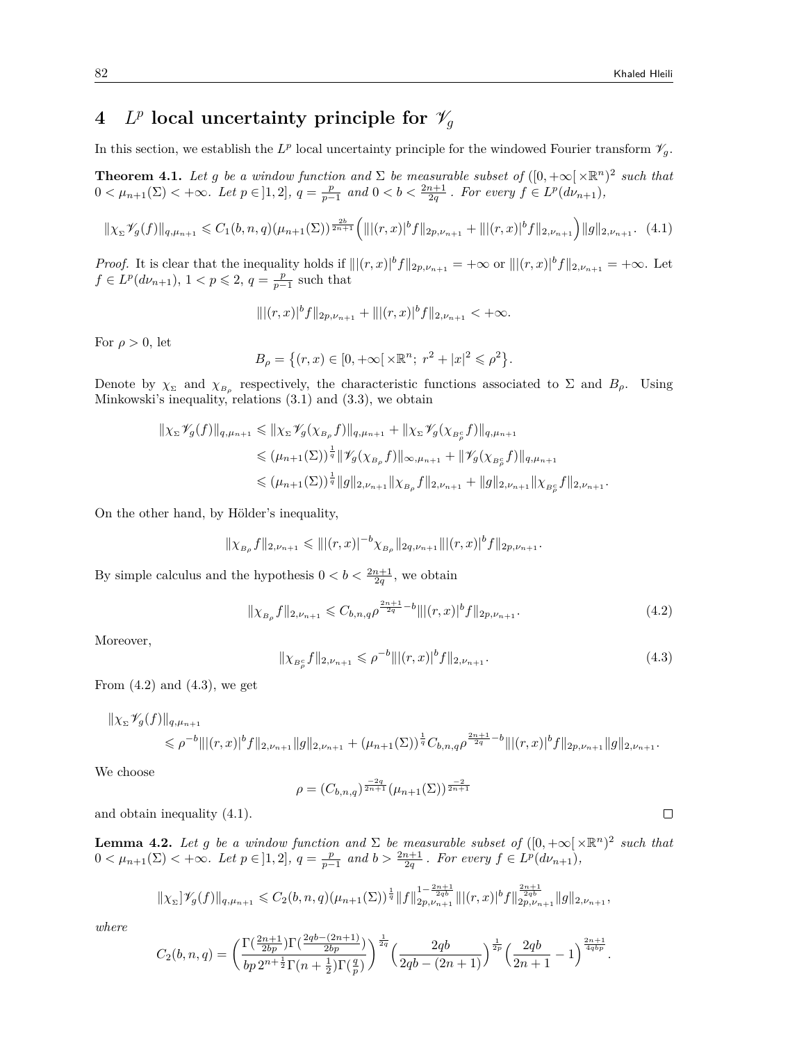## 4 $L^p$ local uncertainty principle for $\mathscr{V}_g$

In this section, we establish the $L^p$ local uncertainty principle for the windowed Fourier transform $\mathscr{V}_g$.

**Theorem 4.1.** *Let $g$ be a window function and $\Sigma$ be measurable subset of $([0,+\infty[\times\mathbb{R}^n)^2$ such that $0<\mu_{n+1}(\Sigma)<+\infty$. Let $p\in]1,2]$, $q=\frac{p}{p-1}$ and $0<b<\frac{2n+1}{2q}$. For every $f\in L^p(d\nu_{n+1})$,*

$$\|\chi_\Sigma\mathscr{V}_g(f)\|_{q,\mu_{n+1}}\leqslant C_1(b,n,q)(\mu_{n+1}(\Sigma))^{\frac{2b}{2n+1}}\Big(\||(r,x)|^bf\|_{2p,\nu_{n+1}}+\||(r,x)|^bf\|_{2,\nu_{n+1}}\Big)\|g\|_{2,\nu_{n+1}}. \quad (4.1)$$

*Proof.* It is clear that the inequality holds if $\||(r,x)|^bf\|_{2p,\nu_{n+1}}=+\infty$ or $\||(r,x)|^bf\|_{2,\nu_{n+1}}=+\infty$. Let $f\in L^p(d\nu_{n+1})$, $1<p\leqslant 2$, $q=\frac{p}{p-1}$ such that

$$\||(r,x)|^bf\|_{2p,\nu_{n+1}}+\||(r,x)|^bf\|_{2,\nu_{n+1}}<+\infty.$$

For $\rho>0$, let

$$B_\rho=\big\{(r,x)\in[0,+\infty[\times\mathbb{R}^n;\ r^2+|x|^2\leqslant\rho^2\big\}.$$

Denote by $\chi_\Sigma$ and $\chi_{B_\rho}$ respectively, the characteristic functions associated to $\Sigma$ and $B_\rho$. Using Minkowski's inequality, relations (3.1) and (3.3), we obtain

$$\begin{aligned}\|\chi_\Sigma\mathscr{V}_g(f)\|_{q,\mu_{n+1}}&\leqslant\|\chi_\Sigma\mathscr{V}_g(\chi_{B_\rho}f)\|_{q,\mu_{n+1}}+\|\chi_\Sigma\mathscr{V}_g(\chi_{B_\rho^c}f)\|_{q,\mu_{n+1}}\\&\leqslant(\mu_{n+1}(\Sigma))^{\frac1q}\|\mathscr{V}_g(\chi_{B_\rho}f)\|_{\infty,\mu_{n+1}}+\|\mathscr{V}_g(\chi_{B_\rho^c}f)\|_{q,\mu_{n+1}}\\&\leqslant(\mu_{n+1}(\Sigma))^{\frac1q}\|g\|_{2,\nu_{n+1}}\|\chi_{B_\rho}f\|_{2,\nu_{n+1}}+\|g\|_{2,\nu_{n+1}}\|\chi_{B_\rho^c}f\|_{2,\nu_{n+1}}.\end{aligned}$$

On the other hand, by Hölder's inequality,

$$\|\chi_{B_\rho}f\|_{2,\nu_{n+1}}\leqslant\||(r,x)|^{-b}\chi_{B_\rho}\|_{2q,\nu_{n+1}}\||(r,x)|^bf\|_{2p,\nu_{n+1}}.$$

By simple calculus and the hypothesis $0<b<\frac{2n+1}{2q}$, we obtain

$$\|\chi_{B_\rho}f\|_{2,\nu_{n+1}}\leqslant C_{b,n,q}\rho^{\frac{2n+1}{2q}-b}\||(r,x)|^bf\|_{2p,\nu_{n+1}}. \quad (4.2)$$

Moreover,

$$\|\chi_{B_\rho^c}f\|_{2,\nu_{n+1}}\leqslant\rho^{-b}\||(r,x)|^bf\|_{2,\nu_{n+1}}. \quad (4.3)$$

From (4.2) and (4.3), we get

$$\begin{aligned}&\|\chi_\Sigma\mathscr{V}_g(f)\|_{q,\mu_{n+1}}\\&\quad\leqslant\rho^{-b}\||(r,x)|^bf\|_{2,\nu_{n+1}}\|g\|_{2,\nu_{n+1}}+(\mu_{n+1}(\Sigma))^{\frac1q}C_{b,n,q}\rho^{\frac{2n+1}{2q}-b}\||(r,x)|^bf\|_{2p,\nu_{n+1}}\|g\|_{2,\nu_{n+1}}.\end{aligned}$$

We choose

$$\rho=(C_{b,n,q})^{\frac{-2q}{2n+1}}(\mu_{n+1}(\Sigma))^{\frac{-2}{2n+1}}$$

and obtain inequality (4.1). $\square$

**Lemma 4.2.** *Let $g$ be a window function and $\Sigma$ be measurable subset of $([0,+\infty[\times\mathbb{R}^n)^2$ such that $0<\mu_{n+1}(\Sigma)<+\infty$. Let $p\in]1,2]$, $q=\frac{p}{p-1}$ and $b>\frac{2n+1}{2q}$. For every $f\in L^p(d\nu_{n+1})$,*

$$\|\chi_\Sigma]\mathscr{V}_g(f)\|_{q,\mu_{n+1}}\leqslant C_2(b,n,q)(\mu_{n+1}(\Sigma))^{\frac1q}\|f\|_{2p,\nu_{n+1}}^{1-\frac{2n+1}{2qb}}\||(r,x)|^bf\|_{2p,\nu_{n+1}}^{\frac{2n+1}{2qb}}\|g\|_{2,\nu_{n+1}},$$

*where*

$$C_2(b,n,q)=\bigg(\frac{\Gamma(\frac{2n+1}{2bp})\Gamma(\frac{2qb-(2n+1)}{2bp})}{bp\,2^{n+\frac12}\Gamma(n+\frac12)\Gamma(\frac qp)}\bigg)^{\frac{1}{2q}}\Big(\frac{2qb}{2qb-(2n+1)}\Big)^{\frac{1}{2p}}\Big(\frac{2qb}{2n+1}-1\Big)^{\frac{2n+1}{4qbp}}.$$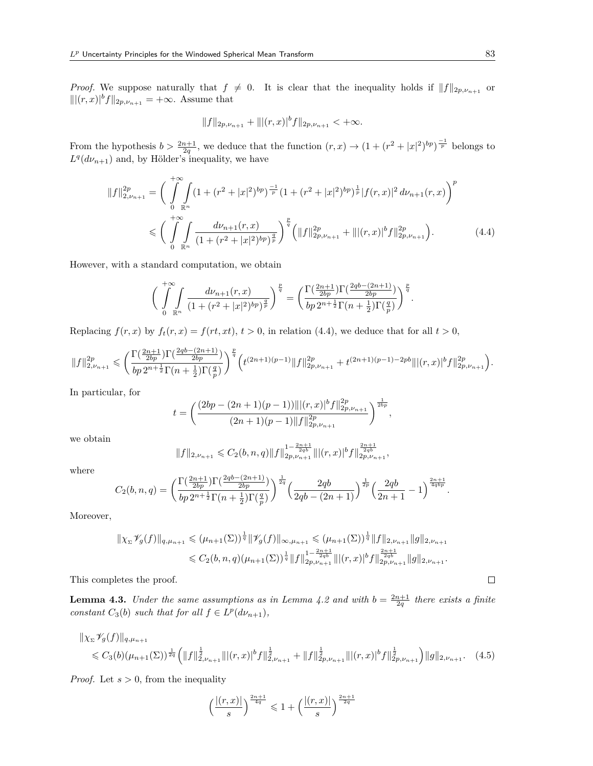*Proof.* We suppose naturally that $f \neq 0$. It is clear that the inequality holds if $\|f\|_{2p,\nu_{n+1}}$ or $\||(r,x)|^b f\|_{2p,\nu_{n+1}} = +\infty$. Assume that

$$\|f\|_{2p,\nu_{n+1}} + \||(r,x)|^b f\|_{2p,\nu_{n+1}} < +\infty.$$

From the hypothesis $b > \frac{2n+1}{2q}$, we deduce that the function $(r,x) \to (1+(r^2+|x|^2)^{bp})^{\frac{-1}{p}}$ belongs to $L^q(d\nu_{n+1})$ and, by Hölder's inequality, we have

$$\begin{aligned}
\|f\|_{2,\nu_{n+1}}^{2p} &= \bigg( \int_0^{+\infty} \int_{\mathbb{R}^n} (1+(r^2+|x|^2)^{bp})^{\frac{-1}{p}} (1+(r^2+|x|^2)^{bp})^{\frac{1}{p}} |f(r,x)|^2 \, d\nu_{n+1}(r,x) \bigg)^p \\
&\leqslant \bigg( \int_0^{+\infty} \int_{\mathbb{R}^n} \frac{d\nu_{n+1}(r,x)}{(1+(r^2+|x|^2)^{bp})^{\frac{q}{p}}} \bigg)^{\frac{p}{q}} \Big( \|f\|_{2p,\nu_{n+1}}^{2p} + \||(r,x)|^b f\|_{2p,\nu_{n+1}}^{2p} \Big). \qquad (4.4)
\end{aligned}$$

However, with a standard computation, we obtain

$$\bigg( \int_0^{+\infty} \int_{\mathbb{R}^n} \frac{d\nu_{n+1}(r,x)}{(1+(r^2+|x|^2)^{bp})^{\frac{q}{p}}} \bigg)^{\frac{p}{q}} = \bigg( \frac{\Gamma(\frac{2n+1}{2bp})\Gamma(\frac{2qb-(2n+1)}{2bp})}{bp\, 2^{n+\frac{1}{2}} \Gamma(n+\frac{1}{2})\Gamma(\frac{q}{p})} \bigg)^{\frac{p}{q}}.$$

Replacing $f(r,x)$ by $f_t(r,x) = f(rt,xt)$, $t>0$, in relation (4.4), we deduce that for all $t>0$,

$$\|f\|_{2,\nu_{n+1}}^{2p} \leqslant \bigg( \frac{\Gamma(\frac{2n+1}{2bp})\Gamma(\frac{2qb-(2n+1)}{2bp})}{bp\, 2^{n+\frac{1}{2}} \Gamma(n+\frac{1}{2})\Gamma(\frac{q}{p})} \bigg)^{\frac{p}{q}} \Big( t^{(2n+1)(p-1)} \|f\|_{2p,\nu_{n+1}}^{2p} + t^{(2n+1)(p-1)-2pb} \||(r,x)|^b f\|_{2p,\nu_{n+1}}^{2p} \Big).$$

In particular, for

$$t = \bigg( \frac{(2bp-(2n+1)(p-1)) \||(r,x)|^b f\|_{2p,\nu_{n+1}}^{2p}}{(2n+1)(p-1)\|f\|_{2p,\nu_{n+1}}^{2p}} \bigg)^{\frac{1}{2bp}},$$

we obtain

$$\|f\|_{2,\nu_{n+1}} \leqslant C_2(b,n,q) \|f\|_{2p,\nu_{n+1}}^{1-\frac{2n+1}{2qb}} \||(r,x)|^b f\|_{2p,\nu_{n+1}}^{\frac{2n+1}{2qb}},$$

where

$$C_2(b,n,q) = \bigg( \frac{\Gamma(\frac{2n+1}{2bp})\Gamma(\frac{2qb-(2n+1)}{2bp})}{bp\, 2^{n+\frac{1}{2}} \Gamma(n+\frac{1}{2})\Gamma(\frac{q}{p})} \bigg)^{\frac{1}{2q}} \Big( \frac{2qb}{2qb-(2n+1)} \Big)^{\frac{1}{2p}} \Big( \frac{2qb}{2n+1} - 1 \Big)^{\frac{2n+1}{4qbp}}.$$

Moreover,

$$\begin{aligned}
\|\chi_\Sigma \mathscr{V}_g(f)\|_{q,\mu_{n+1}} &\leqslant (\mu_{n+1}(\Sigma))^{\frac{1}{q}} \|\mathscr{V}_g(f)\|_{\infty,\mu_{n+1}} \leqslant (\mu_{n+1}(\Sigma))^{\frac{1}{q}} \|f\|_{2,\nu_{n+1}} \|g\|_{2,\nu_{n+1}} \\
&\leqslant C_2(b,n,q)(\mu_{n+1}(\Sigma))^{\frac{1}{q}} \|f\|_{2p,\nu_{n+1}}^{1-\frac{2n+1}{2qb}} \||(r,x)|^b f\|_{2p,\nu_{n+1}}^{\frac{2n+1}{2qb}} \|g\|_{2,\nu_{n+1}}.
\end{aligned}$$

This completes the proof. $\square$

**Lemma 4.3.** *Under the same assumptions as in Lemma 4.2 and with $b = \frac{2n+1}{2q}$ there exists a finite constant $C_3(b)$ such that for all $f \in L^p(d\nu_{n+1})$,*

$$\begin{aligned}
&\|\chi_\Sigma \mathscr{V}_g(f)\|_{q,\mu_{n+1}} \\
&\quad \leqslant C_3(b)(\mu_{n+1}(\Sigma))^{\frac{1}{2q}} \Big( \|f\|_{2,\nu_{n+1}}^{\frac{1}{2}} \||(r,x)|^b f\|_{2,\nu_{n+1}}^{\frac{1}{2}} + \|f\|_{2p,\nu_{n+1}}^{\frac{1}{2}} \||(r,x)|^b f\|_{2p,\nu_{n+1}}^{\frac{1}{2}} \Big) \|g\|_{2,\nu_{n+1}}. \quad (4.5)
\end{aligned}$$

*Proof.* Let $s>0$, from the inequality

$$\Big( \frac{|(r,x)|}{s} \Big)^{\frac{2n+1}{4q}} \leqslant 1 + \Big( \frac{|(r,x)|}{s} \Big)^{\frac{2n+1}{2q}}$$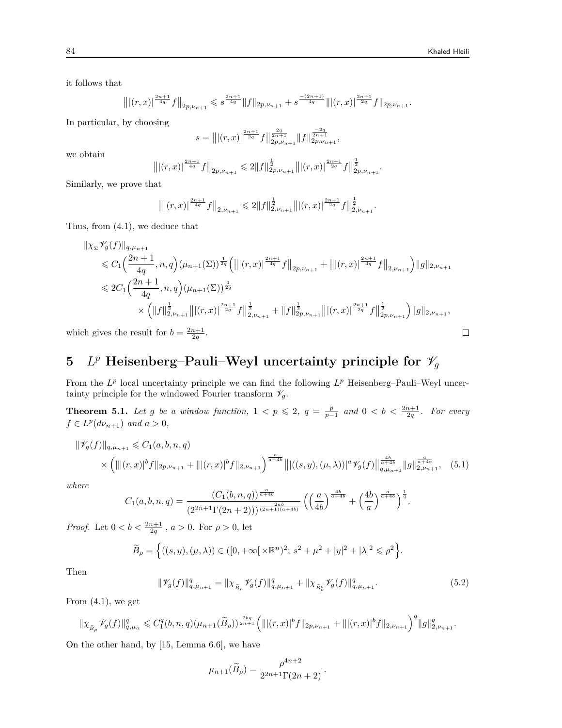it follows that

$$\big\||(r,x)|^{\frac{2n+1}{4q}} f\big\|_{2p,\nu_{n+1}} \leqslant s^{\frac{2n+1}{4q}} \|f\|_{2p,\nu_{n+1}} + s^{\frac{-(2n+1)}{4q}} \||(r,x)|^{\frac{2n+1}{2q}} f\|_{2p,\nu_{n+1}}.$$

In particular, by choosing

$$s = \big\||(r,x)|^{\frac{2n+1}{2q}} f\big\|_{2p,\nu_{n+1}}^{\frac{2q}{2n+1}} \|f\|_{2p,\nu_{n+1}}^{\frac{-2q}{2n+1}},$$

we obtain

$$\big\||(r,x)|^{\frac{2n+1}{4q}} f\big\|_{2p,\nu_{n+1}} \leqslant 2\|f\|_{2p,\nu_{n+1}}^{\frac{1}{2}} \big\||(r,x)|^{\frac{2n+1}{2q}} f\big\|_{2p,\nu_{n+1}}^{\frac{1}{2}}.$$

Similarly, we prove that

$$\big\||(r,x)|^{\frac{2n+1}{4q}} f\big\|_{2,\nu_{n+1}} \leqslant 2\|f\|_{2,\nu_{n+1}}^{\frac{1}{2}} \big\||(r,x)|^{\frac{2n+1}{2q}} f\big\|_{2,\nu_{n+1}}^{\frac{1}{2}}.$$

Thus, from (4.1), we deduce that

$$\begin{aligned}
&\|\chi_\Sigma \mathscr{V}_g(f)\|_{q,\mu_{n+1}} \\
&\leqslant C_1\Big(\frac{2n+1}{4q}, n, q\Big) (\mu_{n+1}(\Sigma))^{\frac{1}{2q}} \Big(\big\||(r,x)|^{\frac{2n+1}{4q}} f\big\|_{2p,\nu_{n+1}} + \big\||(r,x)|^{\frac{2n+1}{4q}} f\big\|_{2,\nu_{n+1}}\Big) \|g\|_{2,\nu_{n+1}} \\
&\leqslant 2C_1\Big(\frac{2n+1}{4q}, n, q\Big) (\mu_{n+1}(\Sigma))^{\frac{1}{2q}} \\
&\qquad \times \Big(\|f\|_{2,\nu_{n+1}}^{\frac{1}{2}} \big\||(r,x)|^{\frac{2n+1}{2q}} f\big\|_{2,\nu_{n+1}}^{\frac{1}{2}} + \|f\|_{2p,\nu_{n+1}}^{\frac{1}{2}} \big\||(r,x)|^{\frac{2n+1}{2q}} f\big\|_{2p,\nu_{n+1}}^{\frac{1}{2}}\Big) \|g\|_{2,\nu_{n+1}},
\end{aligned}$$

which gives the result for $b = \frac{2n+1}{2q}$. □

## 5 $L^p$ Heisenberg–Pauli–Weyl uncertainty principle for $\mathscr{V}_g$

From the $L^p$ local uncertainty principle we can find the following $L^p$ Heisenberg–Pauli–Weyl uncertainty principle for the windowed Fourier transform $\mathscr{V}_g$.

**Theorem 5.1.** *Let $g$ be a window function, $1 < p \leqslant 2$, $q = \frac{p}{p-1}$ and $0 < b < \frac{2n+1}{2q}$. For every $f \in L^p(d\nu_{n+1})$ and $a > 0$,*

$$\begin{aligned}
&\|\mathscr{V}_g(f)\|_{q,\mu_{n+1}} \leqslant C_1(a,b,n,q) \\
&\quad \times \Big(\||(r,x)|^b f\|_{2p,\nu_{n+1}} + \||(r,x)|^b f\|_{2,\nu_{n+1}}\Big)^{\frac{a}{a+4b}} \big\||((s,y),(\mu,\lambda))|^a \mathscr{V}_g(f)\big\|_{q,\mu_{n+1}}^{\frac{4b}{a+4b}} \|g\|_{2,\nu_{n+1}}^{\frac{a}{a+4b}}, \quad (5.1)
\end{aligned}$$

*where*

$$C_1(a,b,n,q) = \frac{(C_1(b,n,q))^{\frac{a}{a+4b}}}{(2^{2n+1}\Gamma(2n+2))^{\frac{2ab}{(2n+1)(a+4b)}}} \Big(\Big(\frac{a}{4b}\Big)^{\frac{4b}{a+4b}} + \Big(\frac{4b}{a}\Big)^{\frac{a}{a+4b}}\Big)^{\frac{1}{q}}.$$

*Proof.* Let $0 < b < \frac{2n+1}{2q}$ , $a > 0$. For $\rho > 0$, let

$$\widetilde{B}_\rho = \Big\{((s,y),(\mu,\lambda)) \in ([0,+\infty[\times\mathbb{R}^n)^2;\ s^2 + \mu^2 + |y|^2 + |\lambda|^2 \leqslant \rho^2\Big\}.$$

Then

$$\|\mathscr{V}_g(f)\|_{q,\mu_{n+1}}^q = \|\chi_{\widetilde{B}_\rho} \mathscr{V}_g(f)\|_{q,\mu_{n+1}}^q + \|\chi_{\widetilde{B}_\rho^c} \mathscr{V}_g(f)\|_{q,\mu_{n+1}}^q. \quad (5.2)$$

From (4.1), we get

$$\|\chi_{\widetilde{B}_\rho} \mathscr{V}_g(f)\|_{q,\mu_\alpha}^q \leqslant C_1^q(b,n,q) (\mu_{n+1}(\widetilde{B}_\rho))^{\frac{2bq}{2n+1}} \Big(\||(r,x)|^b f\|_{2p,\nu_{n+1}} + \||(r,x)|^b f\|_{2,\nu_{n+1}}\Big)^q \|g\|_{2,\nu_{n+1}}^q.$$

On the other hand, by [15, Lemma 6.6], we have

$$\mu_{n+1}(\widetilde{B}_\rho) = \frac{\rho^{4n+2}}{2^{2n+1}\Gamma(2n+2)}.$$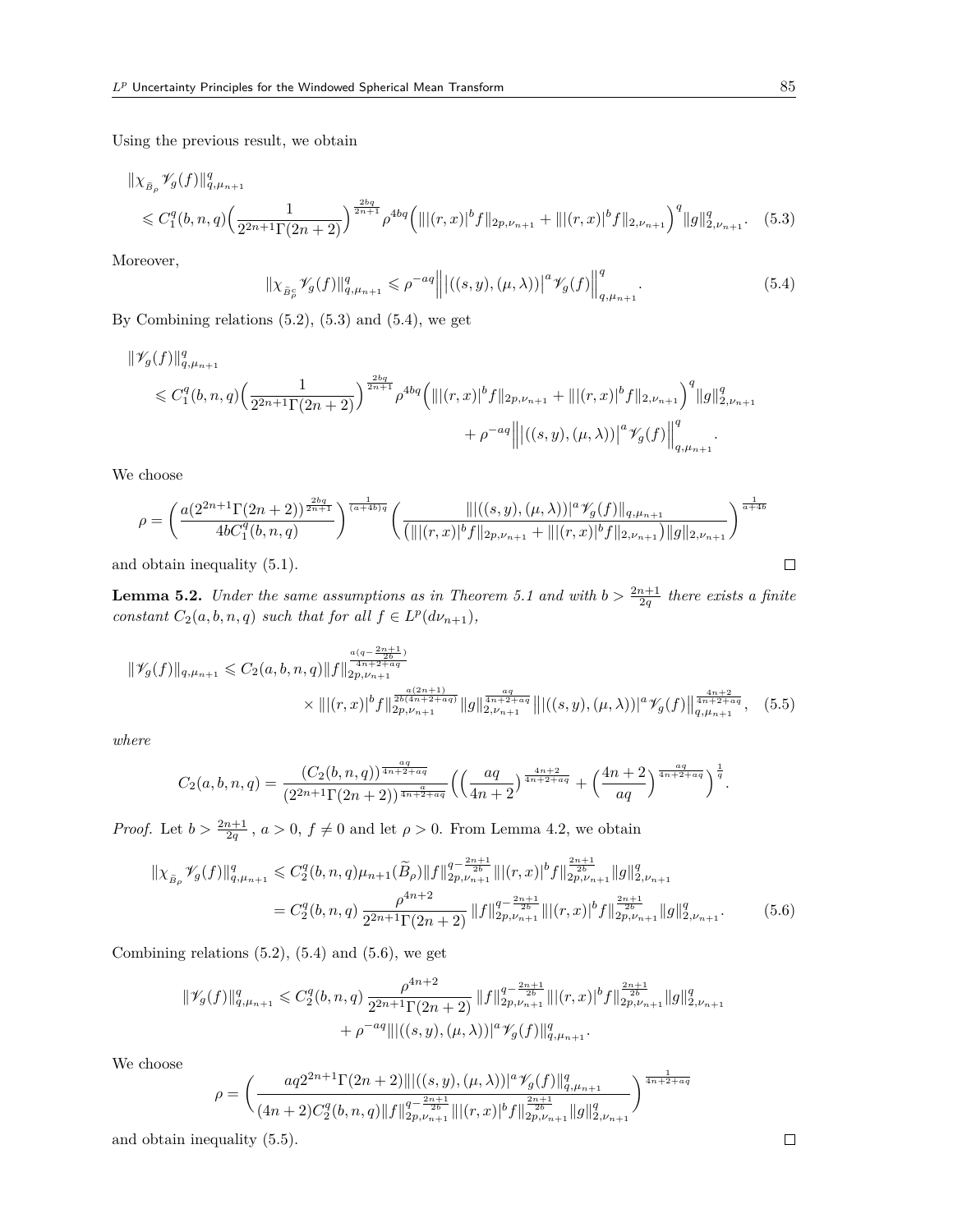Using the previous result, we obtain

$$
\begin{aligned}
&\|\chi_{\tilde{B}_\rho}\mathscr{V}_g(f)\|^q_{q,\mu_{n+1}} \\
&\leqslant C_1^q(b,n,q)\Big(\frac{1}{2^{2n+1}\Gamma(2n+2)}\Big)^{\frac{2bq}{2n+1}}\rho^{4bq}\Big(\||(r,x)|^b f\|_{2p,\nu_{n+1}}+\||(r,x)|^b f\|_{2,\nu_{n+1}}\Big)^q\|g\|^q_{2,\nu_{n+1}}. \quad (5.3)
\end{aligned}
$$

Moreover,

$$
\|\chi_{\tilde{B}^c_\rho}\mathscr{V}_g(f)\|^q_{q,\mu_{n+1}} \leqslant \rho^{-aq}\Big\|\big|((s,y),(\mu,\lambda))\big|^a\mathscr{V}_g(f)\Big\|^q_{q,\mu_{n+1}}. \quad (5.4)
$$

By Combining relations (5.2), (5.3) and (5.4), we get

$$
\begin{aligned}
&\|\mathscr{V}_g(f)\|^q_{q,\mu_{n+1}} \\
&\leqslant C_1^q(b,n,q)\Big(\frac{1}{2^{2n+1}\Gamma(2n+2)}\Big)^{\frac{2bq}{2n+1}}\rho^{4bq}\Big(\||(r,x)|^b f\|_{2p,\nu_{n+1}}+\||(r,x)|^b f\|_{2,\nu_{n+1}}\Big)^q\|g\|^q_{2,\nu_{n+1}} \\
&\qquad + \rho^{-aq}\Big\|\big|((s,y),(\mu,\lambda))\big|^a\mathscr{V}_g(f)\Big\|^q_{q,\mu_{n+1}}.
\end{aligned}
$$

We choose

$$
\rho=\bigg(\frac{a(2^{2n+1}\Gamma(2n+2))^{\frac{2bq}{2n+1}}}{4bC_1^q(b,n,q)}\bigg)^{\frac{1}{(a+4b)q}}\bigg(\frac{\||((s,y),(\mu,\lambda))|^a\mathscr{V}_g(f)\|_{q,\mu_{n+1}}}{\big(\||(r,x)|^b f\|_{2p,\nu_{n+1}}+\||(r,x)|^b f\|_{2,\nu_{n+1}}\big)\|g\|_{2,\nu_{n+1}}}\bigg)^{\frac{1}{a+4b}}
$$

and obtain inequality (5.1). ☐

**Lemma 5.2.** *Under the same assumptions as in Theorem 5.1 and with $b>\frac{2n+1}{2q}$ there exists a finite constant $C_2(a,b,n,q)$ such that for all $f\in L^p(d\nu_{n+1})$,*

$$
\begin{aligned}
\|\mathscr{V}_g(f)\|_{q,\mu_{n+1}} &\leqslant C_2(a,b,n,q)\|f\|_{2p,\nu_{n+1}}^{\frac{a(q-\frac{2n+1}{2b})}{4n+2+aq}} \\
&\quad\times\||(r,x)|^b f\|_{2p,\nu_{n+1}}^{\frac{a(2n+1)}{2b(4n+2+aq)}}\|g\|_{2,\nu_{n+1}}^{\frac{aq}{4n+2+aq}}\big\||((s,y),(\mu,\lambda))|^a\mathscr{V}_g(f)\big\|_{q,\mu_{n+1}}^{\frac{4n+2}{4n+2+aq}}, \quad (5.5)
\end{aligned}
$$

*where*

$$
C_2(a,b,n,q)=\frac{(C_2(b,n,q))^{\frac{aq}{4n+2+aq}}}{(2^{2n+1}\Gamma(2n+2))^{\frac{a}{4n+2+aq}}}\Big(\Big(\frac{aq}{4n+2}\Big)^{\frac{4n+2}{4n+2+aq}}+\Big(\frac{4n+2}{aq}\Big)^{\frac{aq}{4n+2+aq}}\Big)^{\frac{1}{q}}.
$$

*Proof.* Let $b>\frac{2n+1}{2q}$, $a>0$, $f\neq 0$ and let $\rho>0$. From Lemma 4.2, we obtain

$$
\begin{aligned}
\|\chi_{\tilde{B}_\rho}\mathscr{V}_g(f)\|^q_{q,\mu_{n+1}} &\leqslant C_2^q(b,n,q)\mu_{n+1}(\widetilde{B}_\rho)\|f\|_{2p,\nu_{n+1}}^{q-\frac{2n+1}{2b}}\||(r,x)|^b f\|_{2p,\nu_{n+1}}^{\frac{2n+1}{2b}}\|g\|^q_{2,\nu_{n+1}} \\
&= C_2^q(b,n,q)\,\frac{\rho^{4n+2}}{2^{2n+1}\Gamma(2n+2)}\,\|f\|_{2p,\nu_{n+1}}^{q-\frac{2n+1}{2b}}\||(r,x)|^b f\|_{2p,\nu_{n+1}}^{\frac{2n+1}{2b}}\|g\|^q_{2,\nu_{n+1}}. \quad (5.6)
\end{aligned}
$$

Combining relations (5.2), (5.4) and (5.6), we get

$$
\begin{aligned}
\|\mathscr{V}_g(f)\|^q_{q,\mu_{n+1}} &\leqslant C_2^q(b,n,q)\,\frac{\rho^{4n+2}}{2^{2n+1}\Gamma(2n+2)}\,\|f\|_{2p,\nu_{n+1}}^{q-\frac{2n+1}{2b}}\||(r,x)|^b f\|_{2p,\nu_{n+1}}^{\frac{2n+1}{2b}}\|g\|^q_{2,\nu_{n+1}} \\
&\quad + \rho^{-aq}\||((s,y),(\mu,\lambda))|^a\mathscr{V}_g(f)\|^q_{q,\mu_{n+1}}.
\end{aligned}
$$

We choose

$$
\rho=\bigg(\frac{aq2^{2n+1}\Gamma(2n+2)\||((s,y),(\mu,\lambda))|^a\mathscr{V}_g(f)\|^q_{q,\mu_{n+1}}}{(4n+2)C_2^q(b,n,q)\|f\|_{2p,\nu_{n+1}}^{q-\frac{2n+1}{2b}}\||(r,x)|^b f\|_{2p,\nu_{n+1}}^{\frac{2n+1}{2b}}\|g\|^q_{2,\nu_{n+1}}}\bigg)^{\frac{1}{4n+2+aq}}
$$

and obtain inequality (5.5). ☐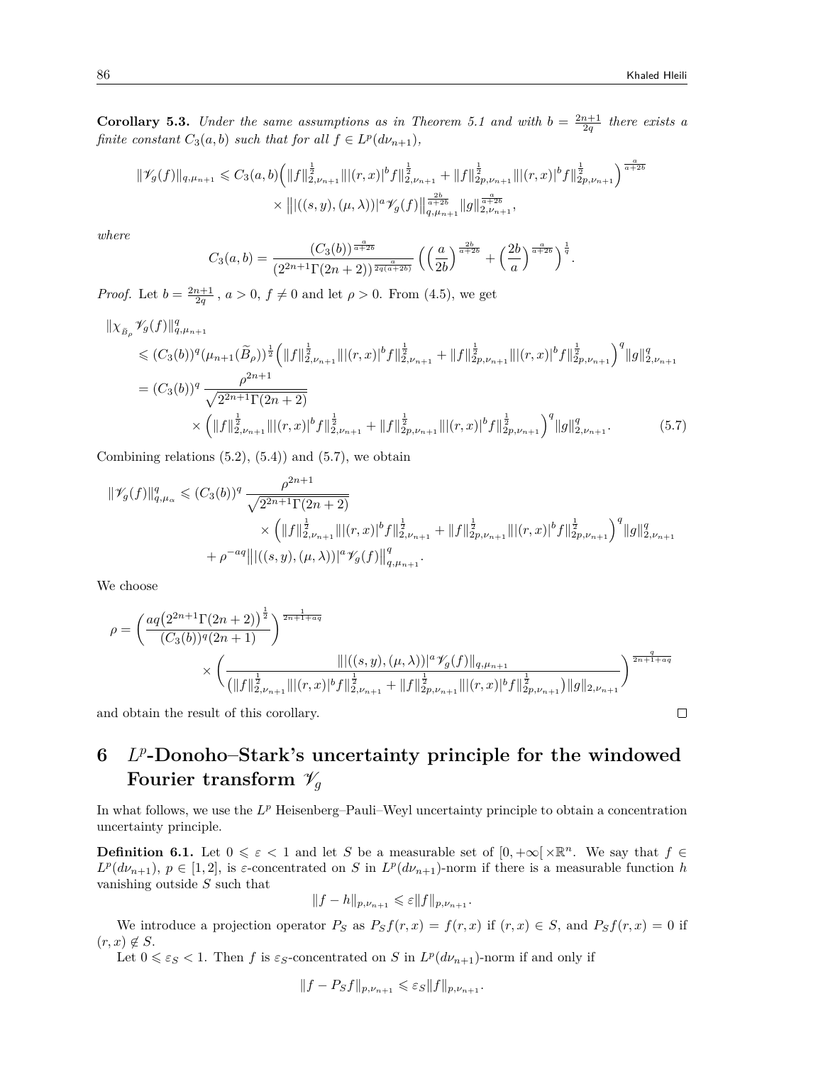**Corollary 5.3.** *Under the same assumptions as in Theorem 5.1 and with $b = \frac{2n+1}{2q}$ there exists a finite constant $C_3(a,b)$ such that for all $f \in L^p(d\nu_{n+1})$,*

$$\|\mathscr{V}_g(f)\|_{q,\mu_{n+1}} \leqslant C_3(a,b)\Big(\|f\|^{\frac{1}{2}}_{2,\nu_{n+1}}\||(r,x)|^b f\|^{\frac{1}{2}}_{2,\nu_{n+1}} + \|f\|^{\frac{1}{2}}_{2p,\nu_{n+1}}\||(r,x)|^b f\|^{\frac{1}{2}}_{2p,\nu_{n+1}}\Big)^{\frac{a}{a+2b}} \times \big\||((s,y),(\mu,\lambda))|^a \mathscr{V}_g(f)\big\|^{\frac{2b}{a+2b}}_{q,\mu_{n+1}} \|g\|^{\frac{a}{a+2b}}_{2,\nu_{n+1}},$$

*where*

$$C_3(a,b) = \frac{(C_3(b))^{\frac{a}{a+2b}}}{(2^{2n+1}\Gamma(2n+2))^{\frac{a}{2q(a+2b)}}} \Big(\Big(\frac{a}{2b}\Big)^{\frac{2b}{a+2b}} + \Big(\frac{2b}{a}\Big)^{\frac{a}{a+2b}}\Big)^{\frac{1}{q}}.$$

*Proof.* Let $b = \frac{2n+1}{2q}$ , $a > 0$, $f \neq 0$ and let $\rho > 0$. From (4.5), we get

$$\begin{aligned}
&\|\chi_{\tilde{B}_\rho} \mathscr{V}_g(f)\|^q_{q,\mu_{n+1}} \\
&\leqslant (C_3(b))^q(\mu_{n+1}(\widetilde{B}_\rho))^{\frac{1}{2}}\Big(\|f\|^{\frac{1}{2}}_{2,\nu_{n+1}}\||(r,x)|^b f\|^{\frac{1}{2}}_{2,\nu_{n+1}} + \|f\|^{\frac{1}{2}}_{2p,\nu_{n+1}}\||(r,x)|^b f\|^{\frac{1}{2}}_{2p,\nu_{n+1}}\Big)^q \|g\|^q_{2,\nu_{n+1}} \\
&= (C_3(b))^q \frac{\rho^{2n+1}}{\sqrt{2^{2n+1}\Gamma(2n+2)}} \\
&\qquad \times \Big(\|f\|^{\frac{1}{2}}_{2,\nu_{n+1}}\||(r,x)|^b f\|^{\frac{1}{2}}_{2,\nu_{n+1}} + \|f\|^{\frac{1}{2}}_{2p,\nu_{n+1}}\||(r,x)|^b f\|^{\frac{1}{2}}_{2p,\nu_{n+1}}\Big)^q \|g\|^q_{2,\nu_{n+1}}. \qquad (5.7)
\end{aligned}$$

Combining relations (5.2), (5.4)) and (5.7), we obtain

$$\begin{aligned}
\|\mathscr{V}_g(f)\|^q_{q,\mu_\alpha} \leqslant{}& (C_3(b))^q \frac{\rho^{2n+1}}{\sqrt{2^{2n+1}\Gamma(2n+2)}} \\
&\times \Big(\|f\|^{\frac{1}{2}}_{2,\nu_{n+1}}\||(r,x)|^b f\|^{\frac{1}{2}}_{2,\nu_{n+1}} + \|f\|^{\frac{1}{2}}_{2p,\nu_{n+1}}\||(r,x)|^b f\|^{\frac{1}{2}}_{2p,\nu_{n+1}}\Big)^q \|g\|^q_{2,\nu_{n+1}} \\
&+ \rho^{-aq}\big\||((s,y),(\mu,\lambda))|^a \mathscr{V}_g(f)\big\|^q_{q,\mu_{n+1}}.
\end{aligned}$$

We choose

$$\begin{aligned}
\rho ={}& \Big(\frac{aq\big(2^{2n+1}\Gamma(2n+2)\big)^{\frac{1}{2}}}{(C_3(b))^q(2n+1)}\Big)^{\frac{1}{2n+1+aq}} \\
&\times \Big(\frac{\||((s,y),(\mu,\lambda))|^a \mathscr{V}_g(f)\|_{q,\mu_{n+1}}}{\big(\|f\|^{\frac{1}{2}}_{2,\nu_{n+1}}\||(r,x)|^b f\|^{\frac{1}{2}}_{2,\nu_{n+1}} + \|f\|^{\frac{1}{2}}_{2p,\nu_{n+1}}\||(r,x)|^b f\|^{\frac{1}{2}}_{2p,\nu_{n+1}}\big)\|g\|_{2,\nu_{n+1}}}\Big)^{\frac{q}{2n+1+aq}}
\end{aligned}$$

and obtain the result of this corollary. □

## 6 $L^p$-Donoho–Stark's uncertainty principle for the windowed Fourier transform $\mathscr{V}_g$

In what follows, we use the $L^p$ Heisenberg–Pauli–Weyl uncertainty principle to obtain a concentration uncertainty principle.

**Definition 6.1.** Let $0 \leqslant \varepsilon < 1$ and let $S$ be a measurable set of $[0,+\infty[\times\mathbb{R}^n$. We say that $f \in L^p(d\nu_{n+1})$, $p \in [1,2]$, is $\varepsilon$-concentrated on $S$ in $L^p(d\nu_{n+1})$-norm if there is a measurable function $h$ vanishing outside $S$ such that

$$\|f - h\|_{p,\nu_{n+1}} \leqslant \varepsilon\|f\|_{p,\nu_{n+1}}.$$

We introduce a projection operator $P_S$ as $P_S f(r,x) = f(r,x)$ if $(r,x) \in S$, and $P_S f(r,x) = 0$ if $(r,x) \notin S$.

Let $0 \leqslant \varepsilon_S < 1$. Then $f$ is $\varepsilon_S$-concentrated on $S$ in $L^p(d\nu_{n+1})$-norm if and only if

$$\|f - P_S f\|_{p,\nu_{n+1}} \leqslant \varepsilon_S\|f\|_{p,\nu_{n+1}}.$$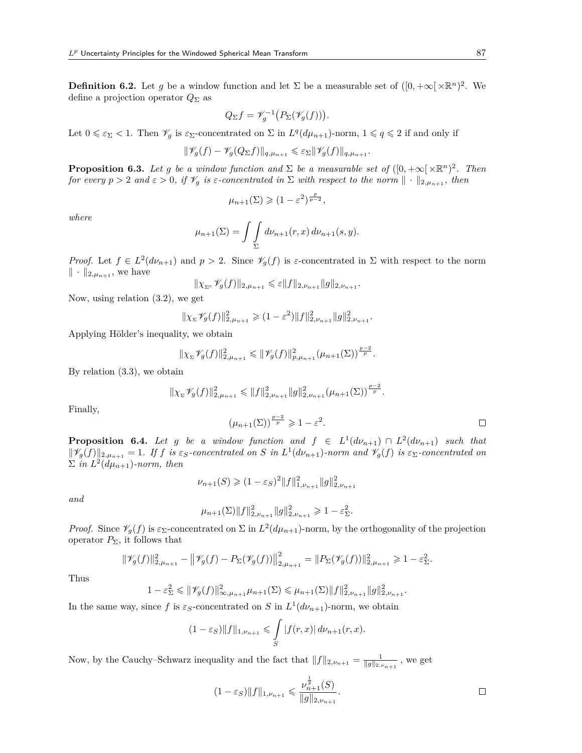**Definition 6.2.** Let $g$ be a window function and let $\Sigma$ be a measurable set of $([0,+\infty[\times\mathbb{R}^n)^2$. We define a projection operator $Q_\Sigma$ as

$$Q_\Sigma f = \mathscr{V}_g^{-1}\big(P_\Sigma(\mathscr{V}_g(f))\big).$$

Let $0 \leqslant \varepsilon_\Sigma < 1$. Then $\mathscr{V}_g$ is $\varepsilon_\Sigma$-concentrated on $\Sigma$ in $L^q(d\mu_{n+1})$-norm, $1 \leqslant q \leqslant 2$ if and only if

$$\|\mathscr{V}_g(f) - \mathscr{V}_g(Q_\Sigma f)\|_{q,\mu_{n+1}} \leqslant \varepsilon_\Sigma \|\mathscr{V}_g(f)\|_{q,\mu_{n+1}}.$$

**Proposition 6.3.** *Let $g$ be a window function and $\Sigma$ be a measurable set of $([0,+\infty[\times\mathbb{R}^n)^2$. Then for every $p > 2$ and $\varepsilon > 0$, if $\mathscr{V}_g$ is $\varepsilon$-concentrated in $\Sigma$ with respect to the norm $\|\cdot\|_{2,\mu_{n+1}}$, then*

$$\mu_{n+1}(\Sigma) \geqslant (1-\varepsilon^2)^{\frac{p}{p-2}},$$

*where*

$$\mu_{n+1}(\Sigma) = \int\int_\Sigma d\nu_{n+1}(r,x)\, d\nu_{n+1}(s,y).$$

*Proof.* Let $f \in L^2(d\nu_{n+1})$ and $p > 2$. Since $\mathscr{V}_g(f)$ is $\varepsilon$-concentrated in $\Sigma$ with respect to the norm $\|\cdot\|_{2,\mu_{n+1}}$, we have

$$\|\chi_{\Sigma^c}\mathscr{V}_g(f)\|_{2,\mu_{n+1}} \leqslant \varepsilon \|f\|_{2,\nu_{n+1}} \|g\|_{2,\nu_{n+1}}.$$

Now, using relation (3.2), we get

$$\|\chi_\Sigma \mathscr{V}_g(f)\|^2_{2,\mu_{n+1}} \geqslant (1-\varepsilon^2)\|f\|^2_{2,\nu_{n+1}}\|g\|^2_{2,\nu_{n+1}}.$$

Applying Hölder's inequality, we obtain

$$\|\chi_\Sigma \mathscr{V}_g(f)\|^2_{2,\mu_{n+1}} \leqslant \|\mathscr{V}_g(f)\|^2_{p,\mu_{n+1}}(\mu_{n+1}(\Sigma))^{\frac{p-2}{p}}.$$

By relation (3.3), we obtain

$$\|\chi_\Sigma \mathscr{V}_g(f)\|^2_{2,\mu_{n+1}} \leqslant \|f\|^2_{2,\nu_{n+1}}\|g\|^2_{2,\nu_{n+1}}(\mu_{n+1}(\Sigma))^{\frac{p-2}{p}}.$$

Finally,

$$(\mu_{n+1}(\Sigma))^{\frac{p-2}{p}} \geqslant 1-\varepsilon^2. \qquad \square$$

**Proposition 6.4.** *Let $g$ be a window function and $f \in L^1(d\nu_{n+1}) \cap L^2(d\nu_{n+1})$ such that $\|\mathscr{V}_g(f)\|_{2,\mu_{n+1}} = 1$. If $f$ is $\varepsilon_S$-concentrated on $S$ in $L^1(d\nu_{n+1})$-norm and $\mathscr{V}_g(f)$ is $\varepsilon_\Sigma$-concentrated on $\Sigma$ in $L^2(d\mu_{n+1})$-norm, then*

$$\nu_{n+1}(S) \geqslant (1-\varepsilon_S)^2 \|f\|^2_{1,\nu_{n+1}}\|g\|^2_{2,\nu_{n+1}}$$

*and*

$$\mu_{n+1}(\Sigma)\|f\|^2_{2,\nu_{n+1}}\|g\|^2_{2,\nu_{n+1}} \geqslant 1-\varepsilon_\Sigma^2.$$

*Proof.* Since $\mathscr{V}_g(f)$ is $\varepsilon_\Sigma$-concentrated on $\Sigma$ in $L^2(d\mu_{n+1})$-norm, by the orthogonality of the projection operator $P_\Sigma$, it follows that

$$\|\mathscr{V}_g(f)\|^2_{2,\mu_{n+1}} - \big\|\mathscr{V}_g(f) - P_\Sigma(\mathscr{V}_g(f))\big\|^2_{2,\mu_{n+1}} = \|P_\Sigma(\mathscr{V}_g(f))\|^2_{2,\mu_{n+1}} \geqslant 1-\varepsilon_\Sigma^2.$$

Thus

$$1-\varepsilon_\Sigma^2 \leqslant \|\mathscr{V}_g(f)\|^2_{\infty,\mu_{n+1}}\mu_{n+1}(\Sigma) \leqslant \mu_{n+1}(\Sigma)\|f\|^2_{2,\nu_{n+1}}\|g\|^2_{2,\nu_{n+1}}.$$

In the same way, since $f$ is $\varepsilon_S$-concentrated on $S$ in $L^1(d\nu_{n+1})$-norm, we obtain

$$(1-\varepsilon_S)\|f\|_{1,\nu_{n+1}} \leqslant \int_S |f(r,x)|\, d\nu_{n+1}(r,x).$$

Now, by the Cauchy–Schwarz inequality and the fact that $\|f\|_{2,\nu_{n+1}} = \frac{1}{\|g\|_{2,\nu_{n+1}}}$, we get

$$(1-\varepsilon_S)\|f\|_{1,\nu_{n+1}} \leqslant \frac{\nu_{n+1}^{\frac{1}{2}}(S)}{\|g\|_{2,\nu_{n+1}}}. \qquad \square$$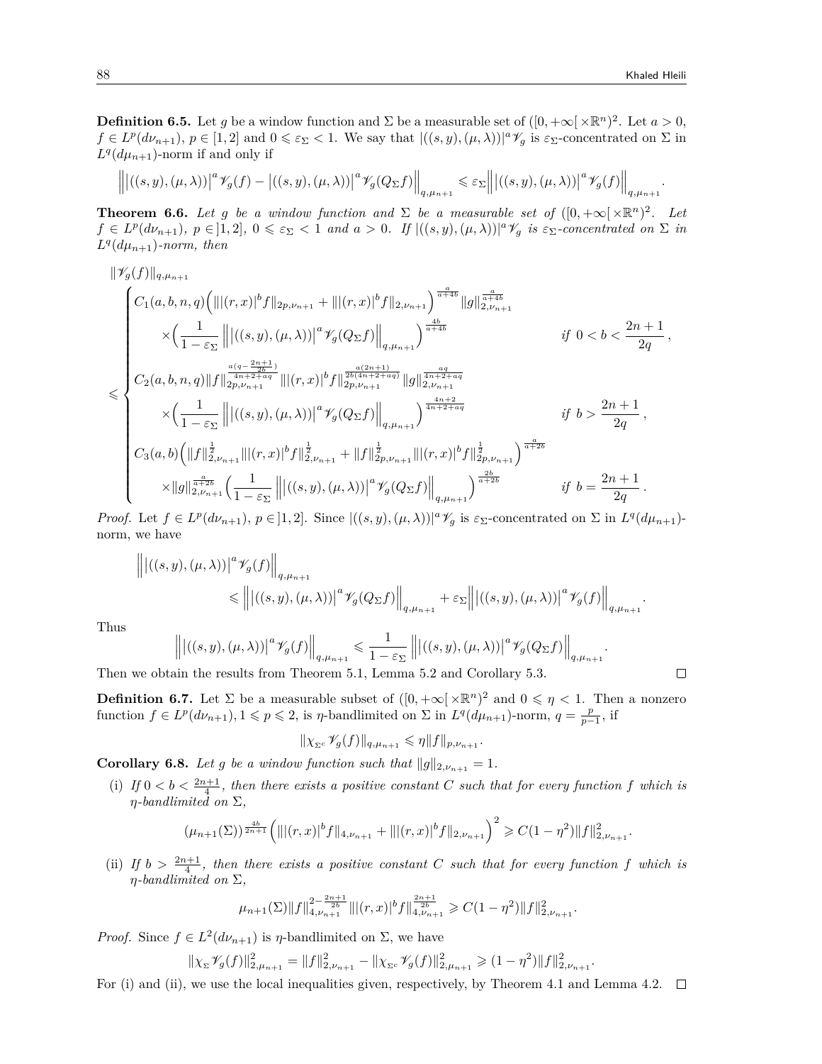**Definition 6.5.** Let $g$ be a window function and $\Sigma$ be a measurable set of $([0,+\infty[\times\mathbb{R}^n)^2$. Let $a>0$, $f\in L^p(d\nu_{n+1})$, $p\in[1,2]$ and $0\leqslant\varepsilon_\Sigma<1$. We say that $|((s,y),(\mu,\lambda))|^a\mathscr{V}_g$ is $\varepsilon_\Sigma$-concentrated on $\Sigma$ in $L^q(d\mu_{n+1})$-norm if and only if

$$\Big\||((s,y),(\mu,\lambda))|^a\mathscr{V}_g(f)-|((s,y),(\mu,\lambda))|^a\mathscr{V}_g(Q_\Sigma f)\Big\|_{q,\mu_{n+1}}\leqslant\varepsilon_\Sigma\Big\||((s,y),(\mu,\lambda))|^a\mathscr{V}_g(f)\Big\|_{q,\mu_{n+1}}.$$

**Theorem 6.6.** *Let $g$ be a window function and $\Sigma$ be a measurable set of $([0,+\infty[\times\mathbb{R}^n)^2$. Let $f\in L^p(d\nu_{n+1})$, $p\in]1,2]$, $0\leqslant\varepsilon_\Sigma<1$ and $a>0$. If $|((s,y),(\mu,\lambda))|^a\mathscr{V}_g$ is $\varepsilon_\Sigma$-concentrated on $\Sigma$ in $L^q(d\mu_{n+1})$-norm, then*

$$\|\mathscr{V}_g(f)\|_{q,\mu_{n+1}}$$
$$\leqslant\begin{cases}C_1(a,b,n,q)\Big(\||(r,x)|^bf\|_{2p,\nu_{n+1}}+\||(r,x)|^bf\|_{2,\nu_{n+1}}\Big)^{\frac{a}{a+4b}}\|g\|_{2,\nu_{n+1}}^{\frac{a}{a+4b}}\\ \quad\times\Big(\frac{1}{1-\varepsilon_\Sigma}\Big\||((s,y),(\mu,\lambda))|^a\mathscr{V}_g(Q_\Sigma f)\Big\|_{q,\mu_{n+1}}\Big)^{\frac{4b}{a+4b}} & \text{if } 0<b<\frac{2n+1}{2q},\\ C_2(a,b,n,q)\|f\|_{2p,\nu_{n+1}}^{\frac{a(q-\frac{2n+1}{2b})}{4n+2+aq}}\||(r,x)|^bf\|_{2p,\nu_{n+1}}^{\frac{a(2n+1)}{2b(4n+2+aq)}}\|g\|_{2,\nu_{n+1}}^{\frac{aq}{4n+2+aq}}\\ \quad\times\Big(\frac{1}{1-\varepsilon_\Sigma}\Big\||((s,y),(\mu,\lambda))|^a\mathscr{V}_g(Q_\Sigma f)\Big\|_{q,\mu_{n+1}}\Big)^{\frac{4n+2}{4n+2+aq}} & \text{if } b>\frac{2n+1}{2q},\\ C_3(a,b)\Big(\|f\|_{2,\nu_{n+1}}^{\frac12}\||(r,x)|^bf\|_{2,\nu_{n+1}}^{\frac12}+\|f\|_{2p,\nu_{n+1}}^{\frac12}\||(r,x)|^bf\|_{2p,\nu_{n+1}}^{\frac12}\Big)^{\frac{a}{a+2b}}\\ \quad\times\|g\|_{2,\nu_{n+1}}^{\frac{a}{a+2b}}\Big(\frac{1}{1-\varepsilon_\Sigma}\Big\||((s,y),(\mu,\lambda))|^a\mathscr{V}_g(Q_\Sigma f)\Big\|_{q,\mu_{n+1}}\Big)^{\frac{2b}{a+2b}} & \text{if } b=\frac{2n+1}{2q}.\end{cases}$$

*Proof.* Let $f\in L^p(d\nu_{n+1})$, $p\in]1,2]$. Since $|((s,y),(\mu,\lambda))|^a\mathscr{V}_g$ is $\varepsilon_\Sigma$-concentrated on $\Sigma$ in $L^q(d\mu_{n+1})$-norm, we have

$$\Big\||((s,y),(\mu,\lambda))|^a\mathscr{V}_g(f)\Big\|_{q,\mu_{n+1}}\leqslant\Big\||((s,y),(\mu,\lambda))|^a\mathscr{V}_g(Q_\Sigma f)\Big\|_{q,\mu_{n+1}}+\varepsilon_\Sigma\Big\||((s,y),(\mu,\lambda))|^a\mathscr{V}_g(f)\Big\|_{q,\mu_{n+1}}.$$

Thus

$$\Big\||((s,y),(\mu,\lambda))|^a\mathscr{V}_g(f)\Big\|_{q,\mu_{n+1}}\leqslant\frac{1}{1-\varepsilon_\Sigma}\Big\||((s,y),(\mu,\lambda))|^a\mathscr{V}_g(Q_\Sigma f)\Big\|_{q,\mu_{n+1}}.$$

Then we obtain the results from Theorem 5.1, Lemma 5.2 and Corollary 5.3. $\square$

**Definition 6.7.** Let $\Sigma$ be a measurable subset of $([0,+\infty[\times\mathbb{R}^n)^2$ and $0\leqslant\eta<1$. Then a nonzero function $f\in L^p(d\nu_{n+1}), 1\leqslant p\leqslant2$, is $\eta$-bandlimited on $\Sigma$ in $L^q(d\mu_{n+1})$-norm, $q=\frac{p}{p-1}$, if

$$\|\chi_{\Sigma^c}\mathscr{V}_g(f)\|_{q,\mu_{n+1}}\leqslant\eta\|f\|_{p,\nu_{n+1}}.$$

**Corollary 6.8.** *Let $g$ be a window function such that $\|g\|_{2,\nu_{n+1}}=1$.*

(i) *If $0<b<\frac{2n+1}{4}$, then there exists a positive constant $C$ such that for every function $f$ which is $\eta$-bandlimited on $\Sigma$,*

$$(\mu_{n+1}(\Sigma))^{\frac{4b}{2n+1}}\Big(\||(r,x)|^bf\|_{4,\nu_{n+1}}+\||(r,x)|^bf\|_{2,\nu_{n+1}}\Big)^2\geqslant C(1-\eta^2)\|f\|_{2,\nu_{n+1}}^2.$$

(ii) *If $b>\frac{2n+1}{4}$, then there exists a positive constant $C$ such that for every function $f$ which is $\eta$-bandlimited on $\Sigma$,*

$$\mu_{n+1}(\Sigma)\|f\|_{4,\nu_{n+1}}^{2-\frac{2n+1}{2b}}\||(r,x)|^bf\|_{4,\nu_{n+1}}^{\frac{2n+1}{2b}}\geqslant C(1-\eta^2)\|f\|_{2,\nu_{n+1}}^2.$$

*Proof.* Since $f\in L^2(d\nu_{n+1})$ is $\eta$-bandlimited on $\Sigma$, we have

$$\|\chi_\Sigma\mathscr{V}_g(f)\|_{2,\mu_{n+1}}^2=\|f\|_{2,\nu_{n+1}}^2-\|\chi_{\Sigma^c}\mathscr{V}_g(f)\|_{2,\mu_{n+1}}^2\geqslant(1-\eta^2)\|f\|_{2,\nu_{n+1}}^2.$$

For (i) and (ii), we use the local inequalities given, respectively, by Theorem 4.1 and Lemma 4.2. $\square$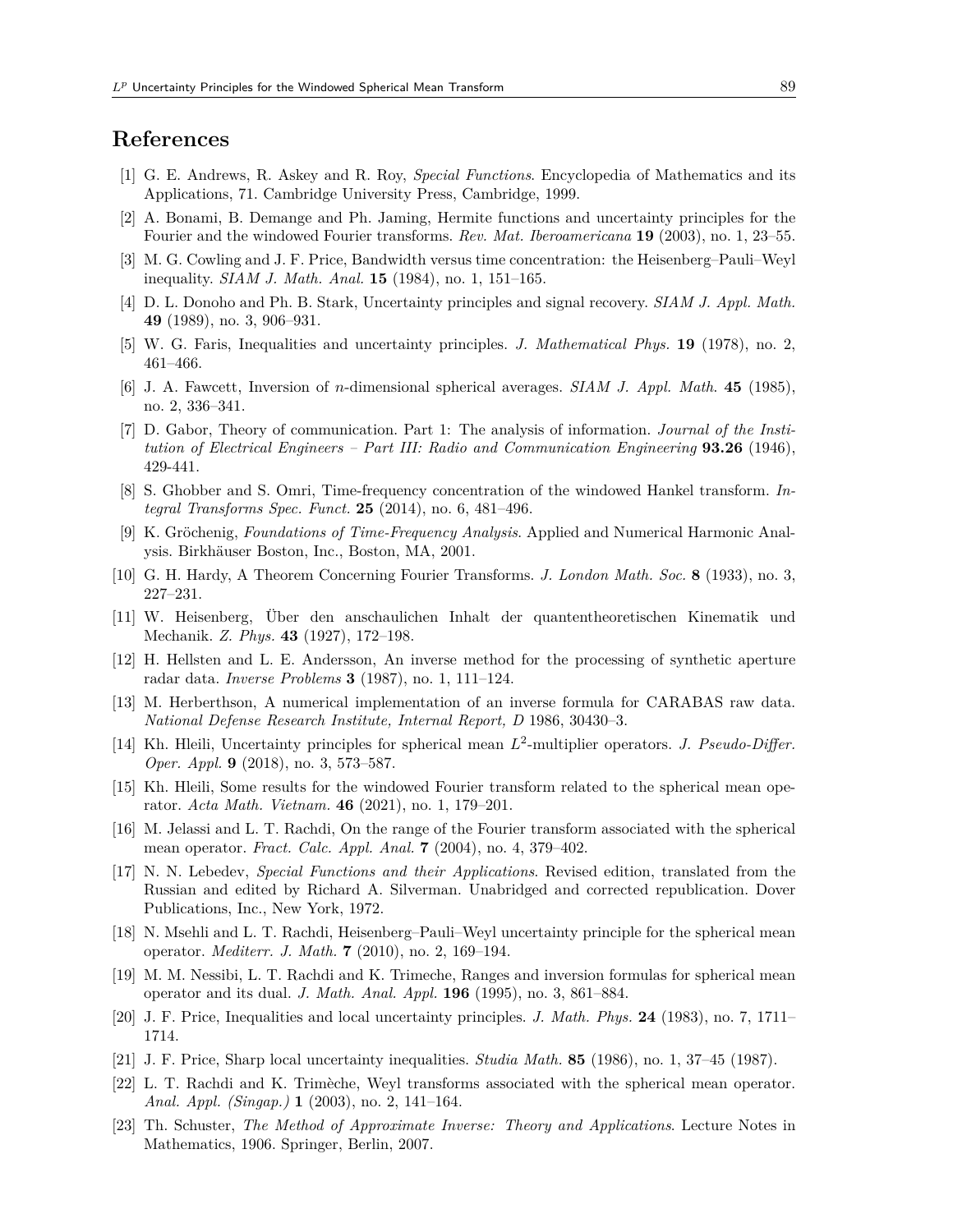## References

[1] G. E. Andrews, R. Askey and R. Roy, *Special Functions*. Encyclopedia of Mathematics and its Applications, 71. Cambridge University Press, Cambridge, 1999.

[2] A. Bonami, B. Demange and Ph. Jaming, Hermite functions and uncertainty principles for the Fourier and the windowed Fourier transforms. *Rev. Mat. Iberoamericana* **19** (2003), no. 1, 23–55.

[3] M. G. Cowling and J. F. Price, Bandwidth versus time concentration: the Heisenberg–Pauli–Weyl inequality. *SIAM J. Math. Anal.* **15** (1984), no. 1, 151–165.

[4] D. L. Donoho and Ph. B. Stark, Uncertainty principles and signal recovery. *SIAM J. Appl. Math.* **49** (1989), no. 3, 906–931.

[5] W. G. Faris, Inequalities and uncertainty principles. *J. Mathematical Phys.* **19** (1978), no. 2, 461–466.

[6] J. A. Fawcett, Inversion of $n$-dimensional spherical averages. *SIAM J. Appl. Math.* **45** (1985), no. 2, 336–341.

[7] D. Gabor, Theory of communication. Part 1: The analysis of information. *Journal of the Institution of Electrical Engineers – Part III: Radio and Communication Engineering* **93.26** (1946), 429-441.

[8] S. Ghobber and S. Omri, Time-frequency concentration of the windowed Hankel transform. *Integral Transforms Spec. Funct.* **25** (2014), no. 6, 481–496.

[9] K. Gröchenig, *Foundations of Time-Frequency Analysis*. Applied and Numerical Harmonic Analysis. Birkhäuser Boston, Inc., Boston, MA, 2001.

[10] G. H. Hardy, A Theorem Concerning Fourier Transforms. *J. London Math. Soc.* **8** (1933), no. 3, 227–231.

[11] W. Heisenberg, Über den anschaulichen Inhalt der quantentheoretischen Kinematik und Mechanik. *Z. Phys.* **43** (1927), 172–198.

[12] H. Hellsten and L. E. Andersson, An inverse method for the processing of synthetic aperture radar data. *Inverse Problems* **3** (1987), no. 1, 111–124.

[13] M. Herberthson, A numerical implementation of an inverse formula for CARABAS raw data. *National Defense Research Institute, Internal Report, D* 1986, 30430–3.

[14] Kh. Hleili, Uncertainty principles for spherical mean $L^2$-multiplier operators. *J. Pseudo-Differ. Oper. Appl.* **9** (2018), no. 3, 573–587.

[15] Kh. Hleili, Some results for the windowed Fourier transform related to the spherical mean operator. *Acta Math. Vietnam.* **46** (2021), no. 1, 179–201.

[16] M. Jelassi and L. T. Rachdi, On the range of the Fourier transform associated with the spherical mean operator. *Fract. Calc. Appl. Anal.* **7** (2004), no. 4, 379–402.

[17] N. N. Lebedev, *Special Functions and their Applications*. Revised edition, translated from the Russian and edited by Richard A. Silverman. Unabridged and corrected republication. Dover Publications, Inc., New York, 1972.

[18] N. Msehli and L. T. Rachdi, Heisenberg–Pauli–Weyl uncertainty principle for the spherical mean operator. *Mediterr. J. Math.* **7** (2010), no. 2, 169–194.

[19] M. M. Nessibi, L. T. Rachdi and K. Trimeche, Ranges and inversion formulas for spherical mean operator and its dual. *J. Math. Anal. Appl.* **196** (1995), no. 3, 861–884.

[20] J. F. Price, Inequalities and local uncertainty principles. *J. Math. Phys.* **24** (1983), no. 7, 1711–1714.

[21] J. F. Price, Sharp local uncertainty inequalities. *Studia Math.* **85** (1986), no. 1, 37–45 (1987).

[22] L. T. Rachdi and K. Trimèche, Weyl transforms associated with the spherical mean operator. *Anal. Appl. (Singap.)* **1** (2003), no. 2, 141–164.

[23] Th. Schuster, *The Method of Approximate Inverse: Theory and Applications*. Lecture Notes in Mathematics, 1906. Springer, Berlin, 2007.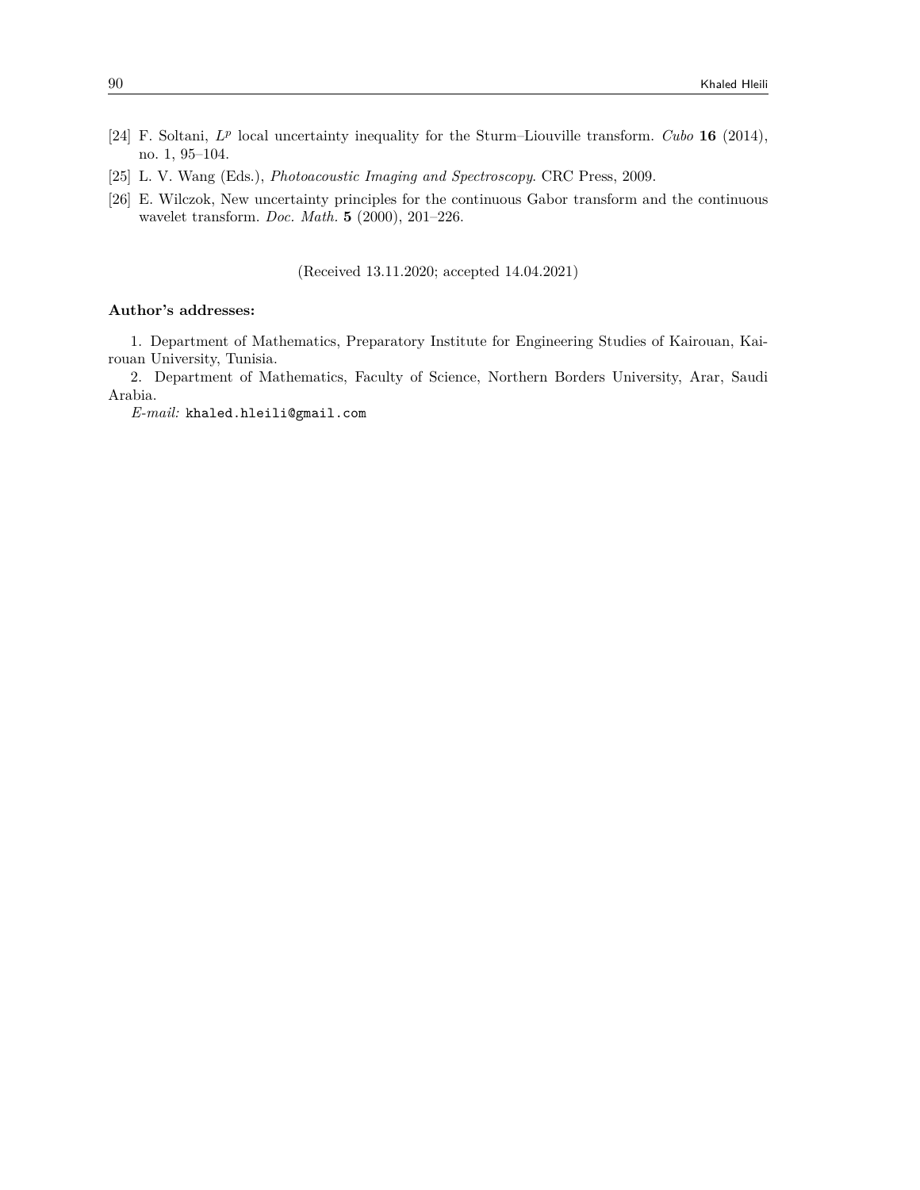[24] F. Soltani, $L^p$ local uncertainty inequality for the Sturm–Liouville transform. *Cubo* **16** (2014), no. 1, 95–104.

[25] L. V. Wang (Eds.), *Photoacoustic Imaging and Spectroscopy*. CRC Press, 2009.

[26] E. Wilczok, New uncertainty principles for the continuous Gabor transform and the continuous wavelet transform. *Doc. Math.* **5** (2000), 201–226.

(Received 13.11.2020; accepted 14.04.2021)

**Author's addresses:**

1. Department of Mathematics, Preparatory Institute for Engineering Studies of Kairouan, Kairouan University, Tunisia.

2. Department of Mathematics, Faculty of Science, Northern Borders University, Arar, Saudi Arabia.

*E-mail:* khaled.hleili@gmail.com